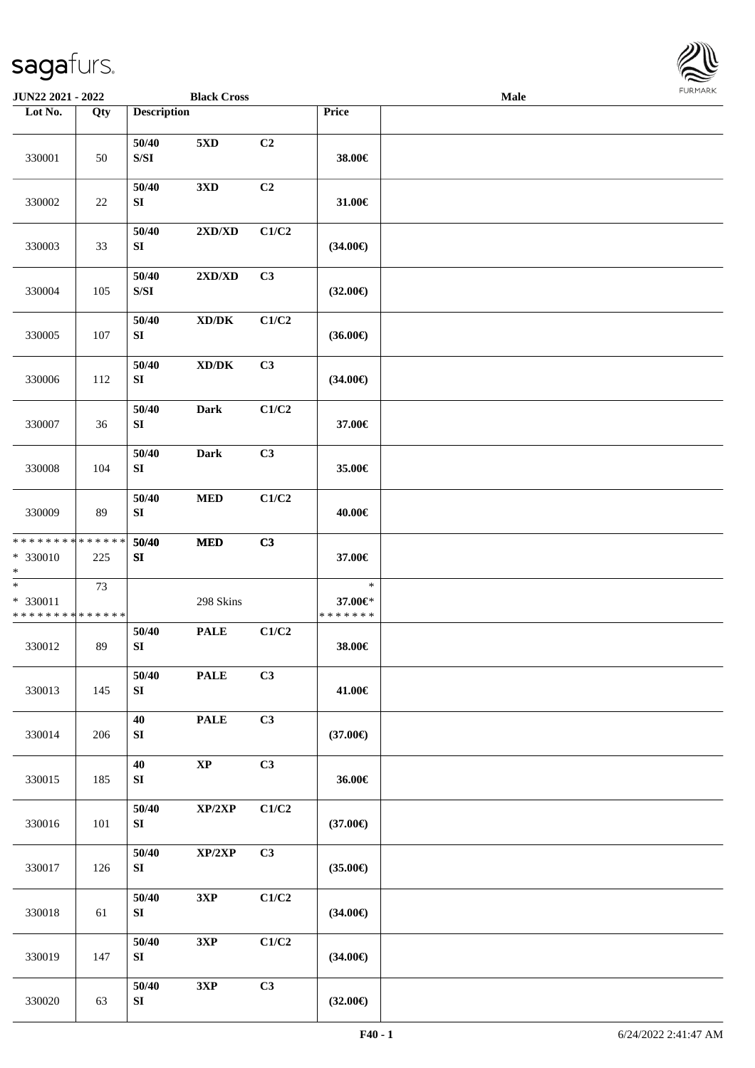JUN22 2021 - 2022 | Black Cross | Male

| Lot No. | Qty | Description | | | Price | |
|---|---|---|---|---|---|---|
| 330001 | 50 | 50/40 S/SI | 5XD | C2 | 38.00€ | |
| 330002 | 22 | 50/40 SI | 3XD | C2 | 31.00€ | |
| 330003 | 33 | 50/40 SI | 2XD/XD | C1/C2 | (34.00€) | |
| 330004 | 105 | 50/40 S/SI | 2XD/XD | C3 | (32.00€) | |
| 330005 | 107 | 50/40 SI | XD/DK | C1/C2 | (36.00€) | |
| 330006 | 112 | 50/40 SI | XD/DK | C3 | (34.00€) | |
| 330007 | 36 | 50/40 SI | Dark | C1/C2 | 37.00€ | |
| 330008 | 104 | 50/40 SI | Dark | C3 | 35.00€ | |
| 330009 | 89 | 50/40 SI | MED | C1/C2 | 40.00€ | |
| * * * * * * * * * * * * * * * 330010 * | 225 | 50/40 SI | MED | C3 | 37.00€ | |
| * * 330011 * * * * * * * * * * * * * * | 73 | | 298 Skins | | * 37.00€* * * * * * * * | |
| 330012 | 89 | 50/40 SI | PALE | C1/C2 | 38.00€ | |
| 330013 | 145 | 50/40 SI | PALE | C3 | 41.00€ | |
| 330014 | 206 | 40 SI | PALE | C3 | (37.00€) | |
| 330015 | 185 | 40 SI | XP | C3 | 36.00€ | |
| 330016 | 101 | 50/40 SI | XP/2XP | C1/C2 | (37.00€) | |
| 330017 | 126 | 50/40 SI | XP/2XP | C3 | (35.00€) | |
| 330018 | 61 | 50/40 SI | 3XP | C1/C2 | (34.00€) | |
| 330019 | 147 | 50/40 SI | 3XP | C1/C2 | (34.00€) | |
| 330020 | 63 | 50/40 SI | 3XP | C3 | (32.00€) | |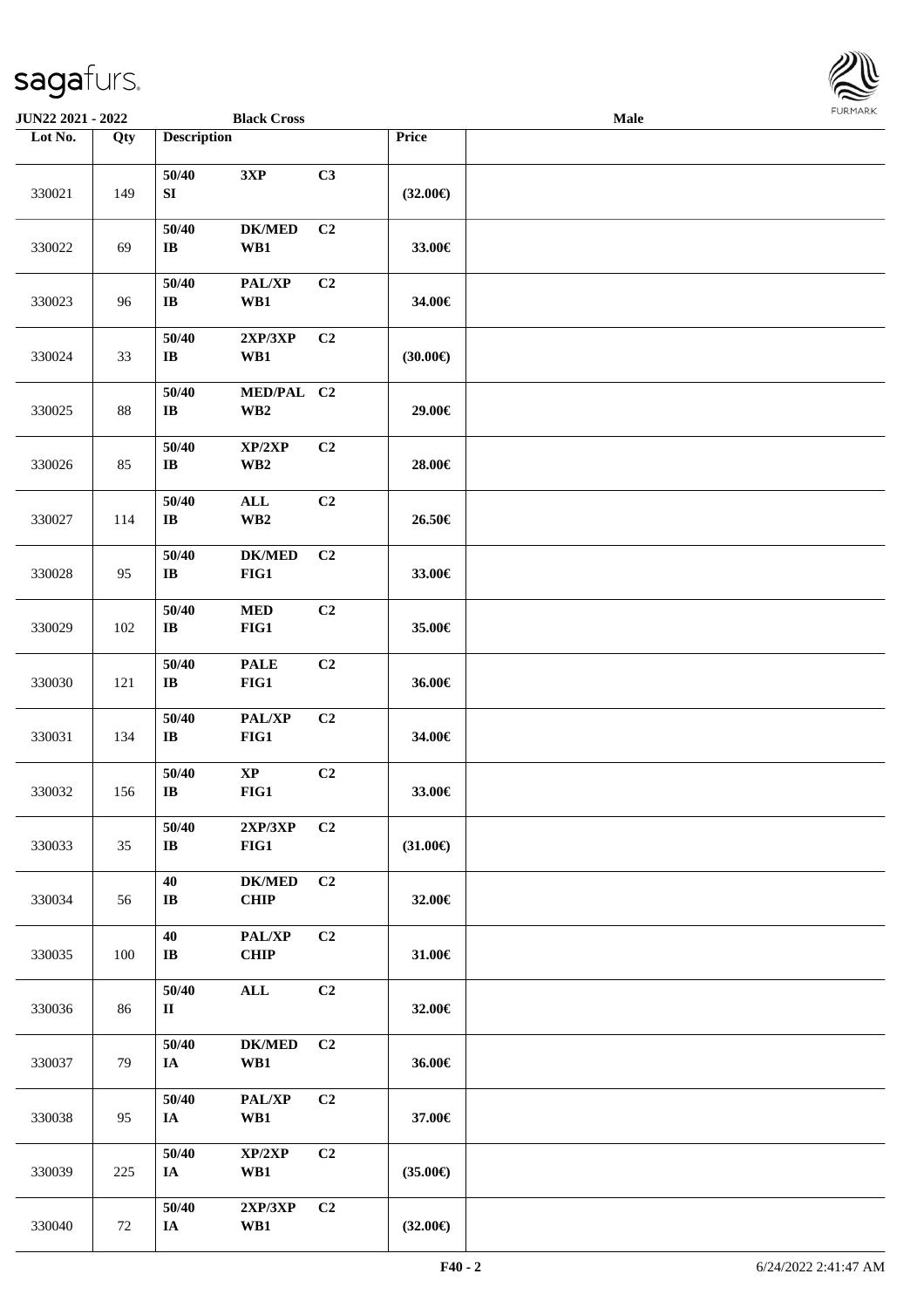**JUN22 2021 - 2022** | **Black Cross** | **Male**

| Lot No. | Qty | Description | | | Price | |
|---|---|---|---|---|---|---|
| 330021 | 149 | 50/40<br>SI | 3XP | C3 | (32.00€) | |
| 330022 | 69 | 50/40<br>IB | DK/MED<br>WB1 | C2 | 33.00€ | |
| 330023 | 96 | 50/40<br>IB | PAL/XP<br>WB1 | C2 | 34.00€ | |
| 330024 | 33 | 50/40<br>IB | 2XP/3XP<br>WB1 | C2 | (30.00€) | |
| 330025 | 88 | 50/40<br>IB | MED/PAL<br>WB2 | C2 | 29.00€ | |
| 330026 | 85 | 50/40<br>IB | XP/2XP<br>WB2 | C2 | 28.00€ | |
| 330027 | 114 | 50/40<br>IB | ALL<br>WB2 | C2 | 26.50€ | |
| 330028 | 95 | 50/40<br>IB | DK/MED<br>FIG1 | C2 | 33.00€ | |
| 330029 | 102 | 50/40<br>IB | MED<br>FIG1 | C2 | 35.00€ | |
| 330030 | 121 | 50/40<br>IB | PALE<br>FIG1 | C2 | 36.00€ | |
| 330031 | 134 | 50/40<br>IB | PAL/XP<br>FIG1 | C2 | 34.00€ | |
| 330032 | 156 | 50/40<br>IB | XP<br>FIG1 | C2 | 33.00€ | |
| 330033 | 35 | 50/40<br>IB | 2XP/3XP<br>FIG1 | C2 | (31.00€) | |
| 330034 | 56 | 40<br>IB | DK/MED<br>CHIP | C2 | 32.00€ | |
| 330035 | 100 | 40<br>IB | PAL/XP<br>CHIP | C2 | 31.00€ | |
| 330036 | 86 | 50/40<br>II | ALL | C2 | 32.00€ | |
| 330037 | 79 | 50/40<br>IA | DK/MED<br>WB1 | C2 | 36.00€ | |
| 330038 | 95 | 50/40<br>IA | PAL/XP<br>WB1 | C2 | 37.00€ | |
| 330039 | 225 | 50/40<br>IA | XP/2XP<br>WB1 | C2 | (35.00€) | |
| 330040 | 72 | 50/40<br>IA | 2XP/3XP<br>WB1 | C2 | (32.00€) | |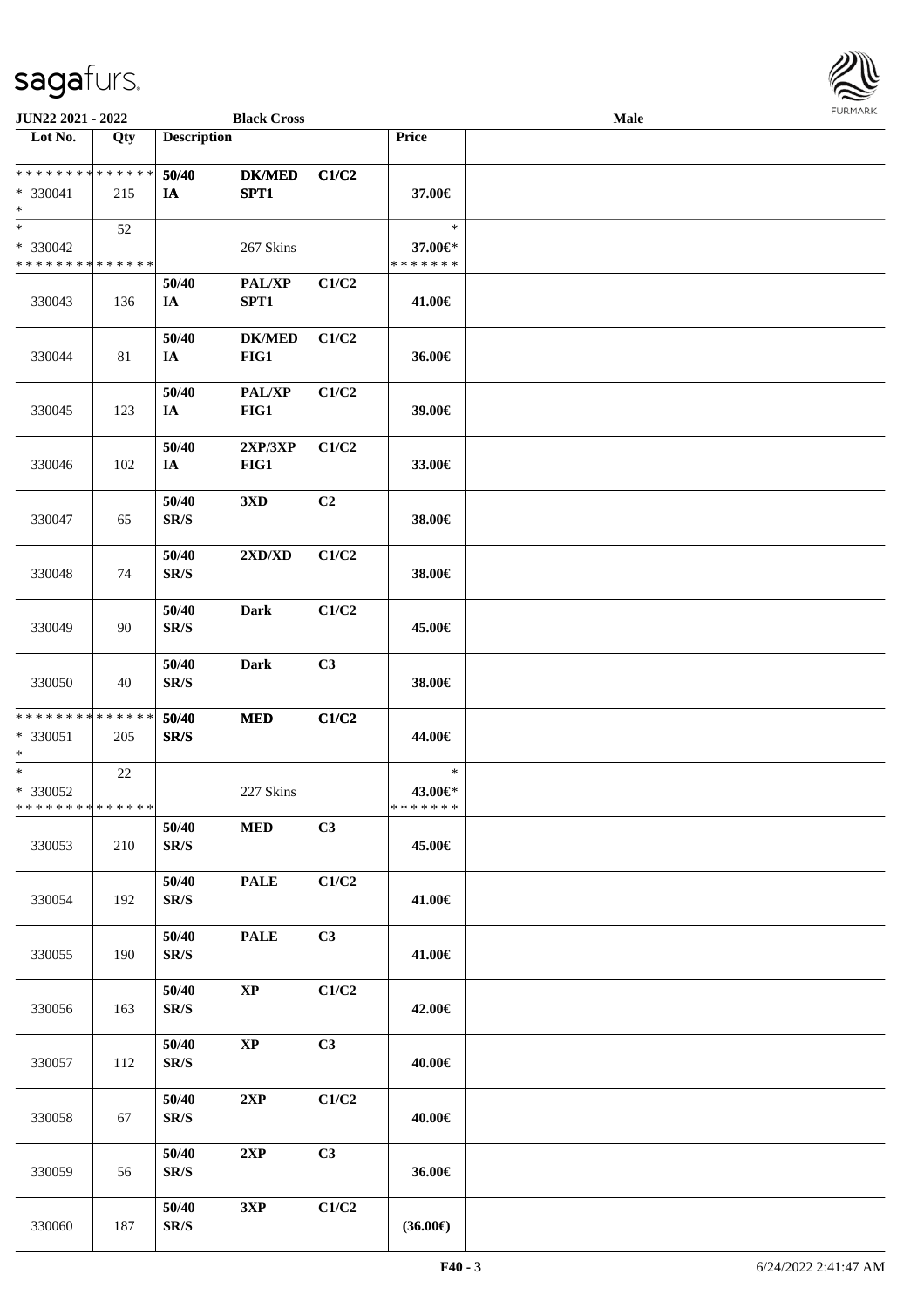JUN22 2021 - 2022 Black Cross Male

| Lot No. | Qty | Description | | | Price | |
|---|---|---|---|---|---|---|
| * * * * * * * * * * * * * * <br> * 330041 <br> * | 215 | 50/40 <br> IA | DK/MED <br> SPT1 | C1/C2 | 37.00€ | |
| * <br> * 330042 <br> * * * * * * * * * * * * * * | 52 | | 267 Skins | | * <br> 37.00€* <br> * * * * * * * | |
| 330043 | 136 | 50/40 <br> IA | PAL/XP <br> SPT1 | C1/C2 | 41.00€ | |
| 330044 | 81 | 50/40 <br> IA | DK/MED <br> FIG1 | C1/C2 | 36.00€ | |
| 330045 | 123 | 50/40 <br> IA | PAL/XP <br> FIG1 | C1/C2 | 39.00€ | |
| 330046 | 102 | 50/40 <br> IA | 2XP/3XP <br> FIG1 | C1/C2 | 33.00€ | |
| 330047 | 65 | 50/40 <br> SR/S | 3XD | C2 | 38.00€ | |
| 330048 | 74 | 50/40 <br> SR/S | 2XD/XD | C1/C2 | 38.00€ | |
| 330049 | 90 | 50/40 <br> SR/S | Dark | C1/C2 | 45.00€ | |
| 330050 | 40 | 50/40 <br> SR/S | Dark | C3 | 38.00€ | |
| * * * * * * * * * * * * * * <br> * 330051 <br> * | 205 | 50/40 <br> SR/S | MED | C1/C2 | 44.00€ | |
| * <br> * 330052 <br> * * * * * * * * * * * * * * | 22 | | 227 Skins | | * <br> 43.00€* <br> * * * * * * * | |
| 330053 | 210 | 50/40 <br> SR/S | MED | C3 | 45.00€ | |
| 330054 | 192 | 50/40 <br> SR/S | PALE | C1/C2 | 41.00€ | |
| 330055 | 190 | 50/40 <br> SR/S | PALE | C3 | 41.00€ | |
| 330056 | 163 | 50/40 <br> SR/S | XP | C1/C2 | 42.00€ | |
| 330057 | 112 | 50/40 <br> SR/S | XP | C3 | 40.00€ | |
| 330058 | 67 | 50/40 <br> SR/S | 2XP | C1/C2 | 40.00€ | |
| 330059 | 56 | 50/40 <br> SR/S | 2XP | C3 | 36.00€ | |
| 330060 | 187 | 50/40 <br> SR/S | 3XP | C1/C2 | (36.00€) | |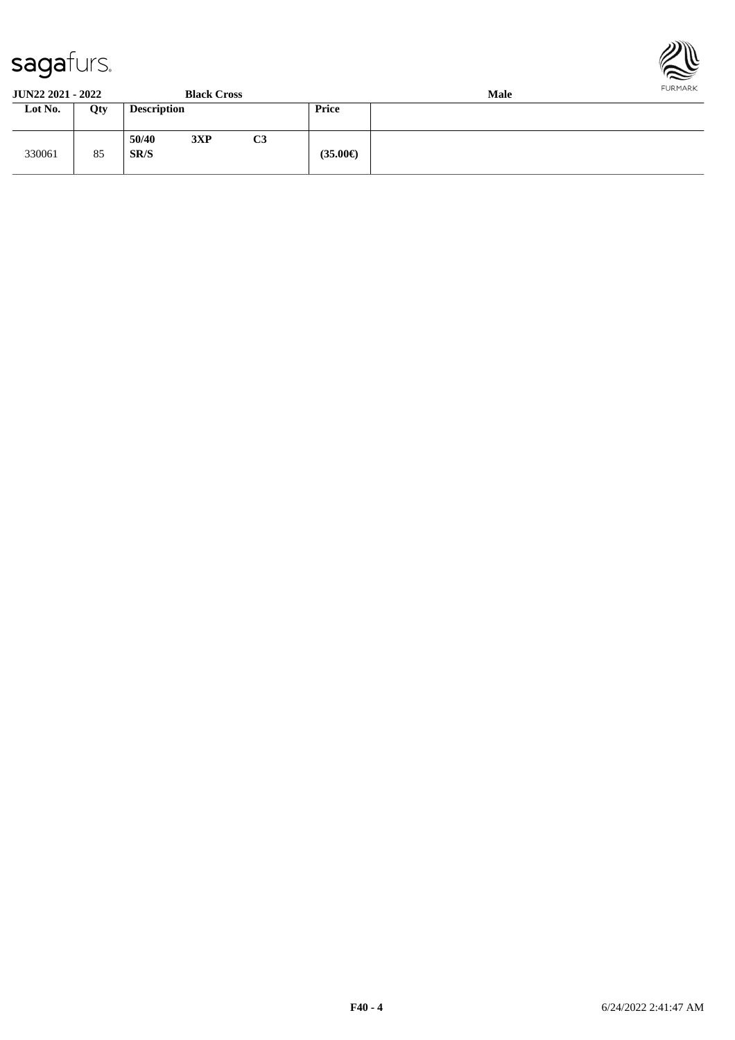| Lot No. | Qty | Description | | | Price | |
|---|---|---|---|---|---|---|
| 330061 | 85 | **50/40** **SR/S** | **3XP** | **C3** | **(35.00€)** | |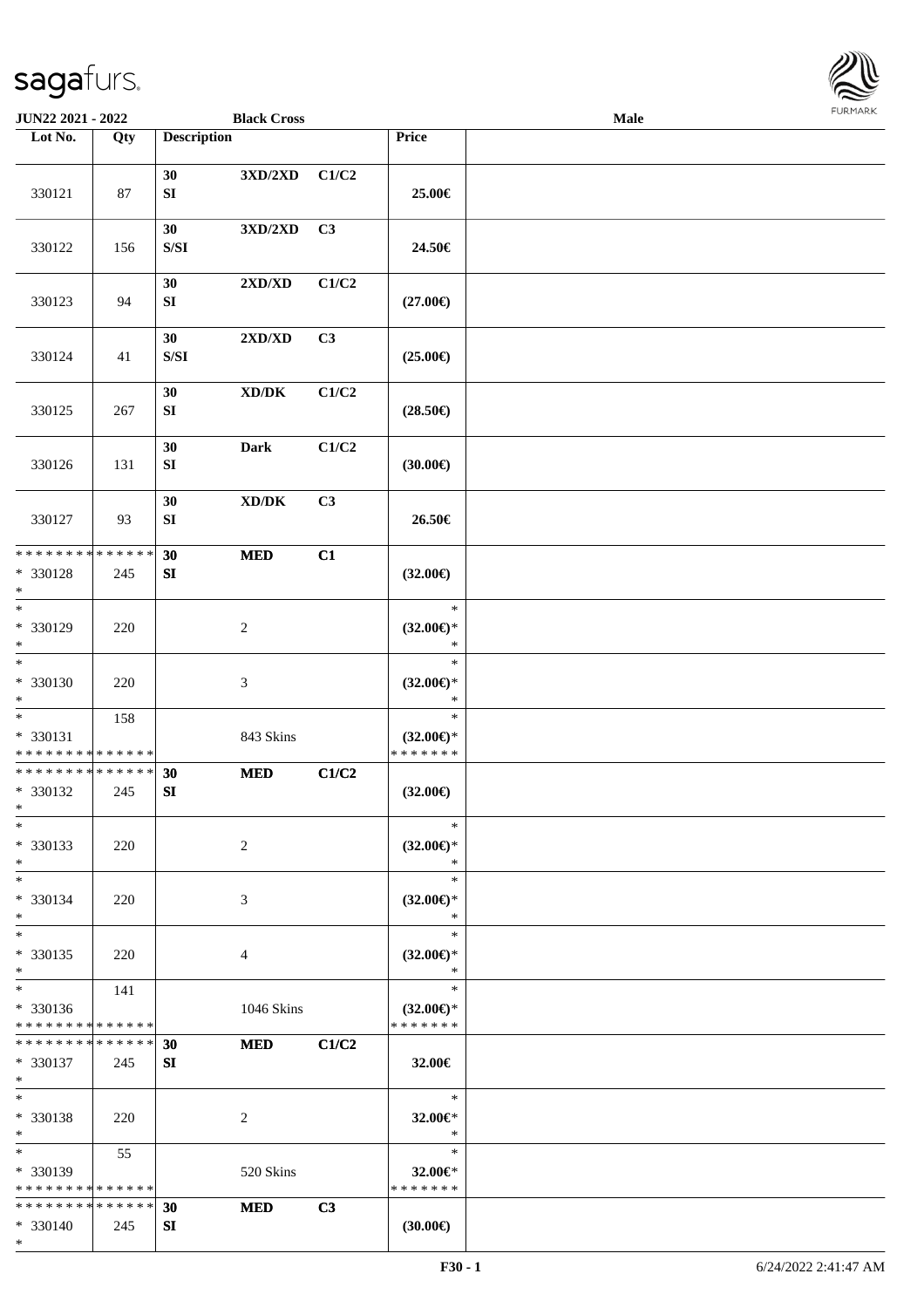**JUN22 2021 - 2022** **Black Cross** **Male**

| Lot No. | Qty | Description | | | Price | |
|---|---|---|---|---|---|---|
| 330121 | 87 | 30 SI | 3XD/2XD | C1/C2 | 25.00€ | |
| 330122 | 156 | 30 S/SI | 3XD/2XD | C3 | 24.50€ | |
| 330123 | 94 | 30 SI | 2XD/XD | C1/C2 | (27.00€) | |
| 330124 | 41 | 30 S/SI | 2XD/XD | C3 | (25.00€) | |
| 330125 | 267 | 30 SI | XD/DK | C1/C2 | (28.50€) | |
| 330126 | 131 | 30 SI | Dark | C1/C2 | (30.00€) | |
| 330127 | 93 | 30 SI | XD/DK | C3 | 26.50€ | |
| * * * * * * * * * * * * * * * 330128 * | 245 | 30 SI | MED | C1 | (32.00€) | |
| * * 330129 * | 220 | | 2 | | * (32.00€)* * | |
| * * 330130 * | 220 | | 3 | | * (32.00€)* * | |
| * * 330131 * * * * * * * * * * * * * * | 158 | | 843 Skins | | * (32.00€)* * * * * * * * | |
| * * * * * * * * * * * * * * * 330132 * | 245 | 30 SI | MED | C1/C2 | (32.00€) | |
| * * 330133 * | 220 | | 2 | | * (32.00€)* * | |
| * * 330134 * | 220 | | 3 | | * (32.00€)* * | |
| * * 330135 * | 220 | | 4 | | * (32.00€)* * | |
| * * 330136 * * * * * * * * * * * * * * | 141 | | 1046 Skins | | * (32.00€)* * * * * * * * | |
| * * * * * * * * * * * * * * * 330137 * | 245 | 30 SI | MED | C1/C2 | 32.00€ | |
| * * 330138 * | 220 | | 2 | | * 32.00€* * | |
| * * 330139 * * * * * * * * * * * * * * | 55 | | 520 Skins | | * 32.00€* * * * * * * * | |
| * * * * * * * * * * * * * * * 330140 * | 245 | 30 SI | MED | C3 | (30.00€) | |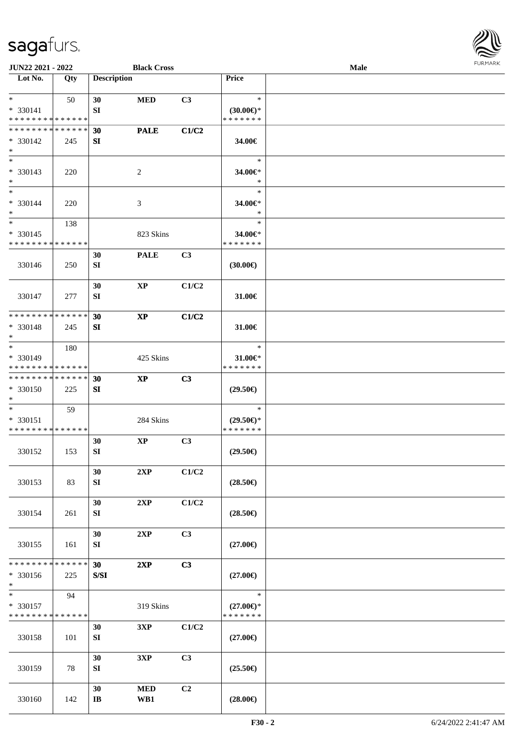| Lot No. | Qty | Description | | | Price | |
|---|---|---|---|---|---|---|
| * <br> * 330141 <br> * * * * * * * * * * * * * * | 50 | 30 <br> SI | MED | C3 | * <br> (30.00€)* <br> * * * * * * * | |
| * * * * * * * * * * * * * * <br> * 330142 <br> * | 245 | 30 <br> SI | PALE | C1/C2 | 34.00€ | |
| * <br> * 330143 <br> * | 220 | | 2 | | * <br> 34.00€* <br> * | |
| * <br> * 330144 <br> * | 220 | | 3 | | * <br> 34.00€* <br> * | |
| * <br> * 330145 <br> * * * * * * * * * * * * * * | 138 | | 823 Skins | | * <br> 34.00€* <br> * * * * * * * | |
| 330146 | 250 | 30 <br> SI | PALE | C3 | (30.00€) | |
| 330147 | 277 | 30 <br> SI | XP | C1/C2 | 31.00€ | |
| * * * * * * * * * * * * * * <br> * 330148 <br> * | 245 | 30 <br> SI | XP | C1/C2 | 31.00€ | |
| * <br> * 330149 <br> * * * * * * * * * * * * * * | 180 | | 425 Skins | | * <br> 31.00€* <br> * * * * * * * | |
| * * * * * * * * * * * * * * <br> * 330150 <br> * | 225 | 30 <br> SI | XP | C3 | (29.50€) | |
| * <br> * 330151 <br> * * * * * * * * * * * * * * | 59 | | 284 Skins | | * <br> (29.50€)* <br> * * * * * * * | |
| 330152 | 153 | 30 <br> SI | XP | C3 | (29.50€) | |
| 330153 | 83 | 30 <br> SI | 2XP | C1/C2 | (28.50€) | |
| 330154 | 261 | 30 <br> SI | 2XP | C1/C2 | (28.50€) | |
| 330155 | 161 | 30 <br> SI | 2XP | C3 | (27.00€) | |
| * * * * * * * * * * * * * * <br> * 330156 <br> * | 225 | 30 <br> S/SI | 2XP | C3 | (27.00€) | |
| * <br> * 330157 <br> * * * * * * * * * * * * * * | 94 | | 319 Skins | | * <br> (27.00€)* <br> * * * * * * * | |
| 330158 | 101 | 30 <br> SI | 3XP | C1/C2 | (27.00€) | |
| 330159 | 78 | 30 <br> SI | 3XP | C3 | (25.50€) | |
| 330160 | 142 | 30 <br> IB | MED <br> WB1 | C2 | (28.00€) | |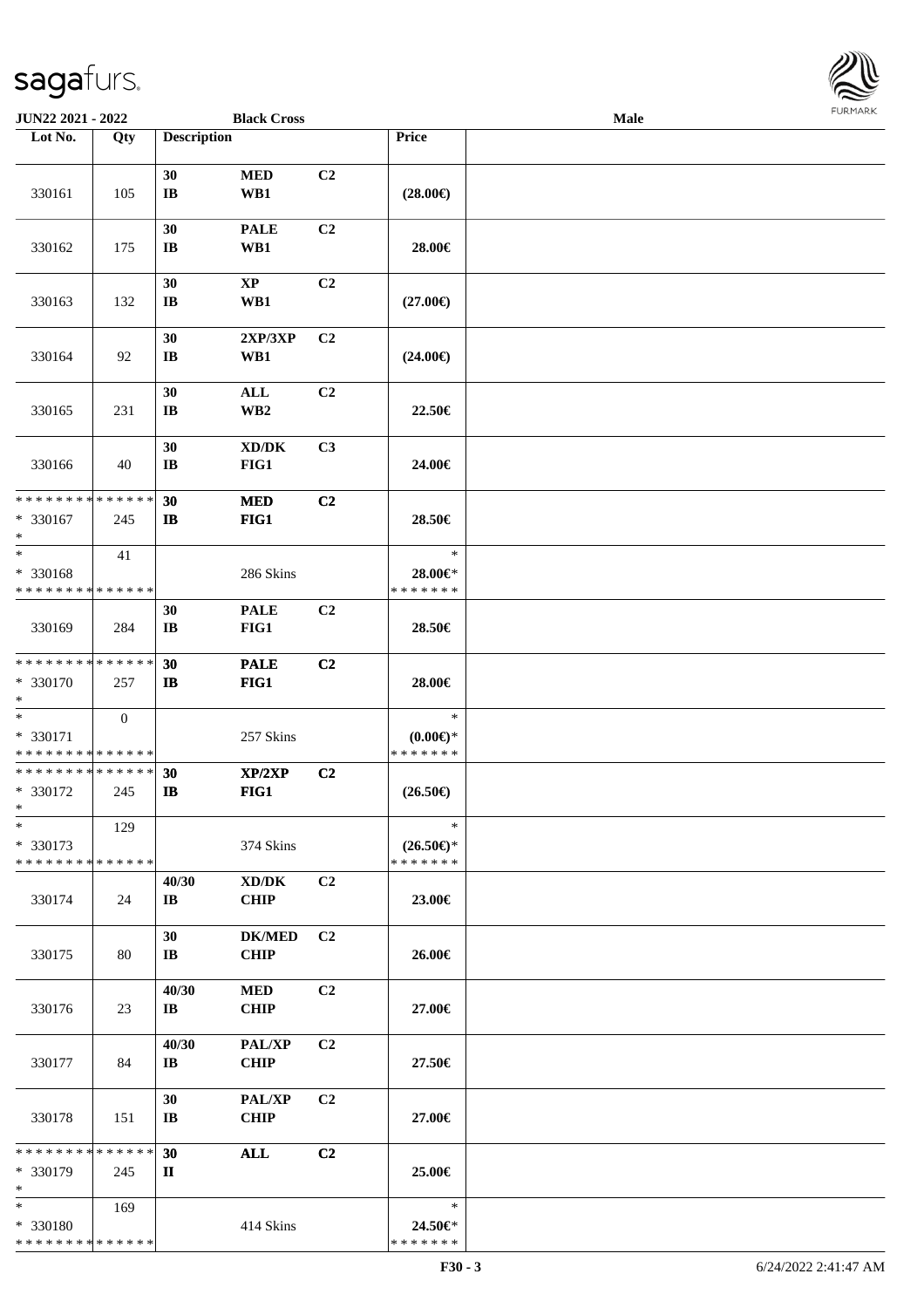| Lot No. | Qty | Description | | | Price | |
|---|---|---|---|---|---|---|
| 330161 | 105 | 30<br>IB | MED<br>WB1 | C2 | (28.00€) | |
| 330162 | 175 | 30<br>IB | PALE<br>WB1 | C2 | 28.00€ | |
| 330163 | 132 | 30<br>IB | XP<br>WB1 | C2 | (27.00€) | |
| 330164 | 92 | 30<br>IB | 2XP/3XP<br>WB1 | C2 | (24.00€) | |
| 330165 | 231 | 30<br>IB | ALL<br>WB2 | C2 | 22.50€ | |
| 330166 | 40 | 30<br>IB | XD/DK<br>FIG1 | C3 | 24.00€ | |
| * * * * * * * * * * * * * *<br>* 330167<br>* | 245 | 30<br>IB | MED<br>FIG1 | C2 | 28.50€ | |
| *<br>* 330168<br>* * * * * * * * * * * * * * | 41 | | 286 Skins | | *<br>28.00€*<br>* * * * * * * | |
| 330169 | 284 | 30<br>IB | PALE<br>FIG1 | C2 | 28.50€ | |
| * * * * * * * * * * * * * *<br>* 330170<br>* | 257 | 30<br>IB | PALE<br>FIG1 | C2 | 28.00€ | |
| *<br>* 330171<br>* * * * * * * * * * * * * * | 0 | | 257 Skins | | *<br>(0.00€)*<br>* * * * * * * | |
| * * * * * * * * * * * * * *<br>* 330172<br>* | 245 | 30<br>IB | XP/2XP<br>FIG1 | C2 | (26.50€) | |
| *<br>* 330173<br>* * * * * * * * * * * * * * | 129 | | 374 Skins | | *<br>(26.50€)*<br>* * * * * * * | |
| 330174 | 24 | 40/30<br>IB | XD/DK<br>CHIP | C2 | 23.00€ | |
| 330175 | 80 | 30<br>IB | DK/MED<br>CHIP | C2 | 26.00€ | |
| 330176 | 23 | 40/30<br>IB | MED<br>CHIP | C2 | 27.00€ | |
| 330177 | 84 | 40/30<br>IB | PAL/XP<br>CHIP | C2 | 27.50€ | |
| 330178 | 151 | 30<br>IB | PAL/XP<br>CHIP | C2 | 27.00€ | |
| * * * * * * * * * * * * * *<br>* 330179<br>* | 245 | 30<br>II | ALL | C2 | 25.00€ | |
| *<br>* 330180<br>* * * * * * * * * * * * * * | 169 | | 414 Skins | | *<br>24.50€*<br>* * * * * * * | |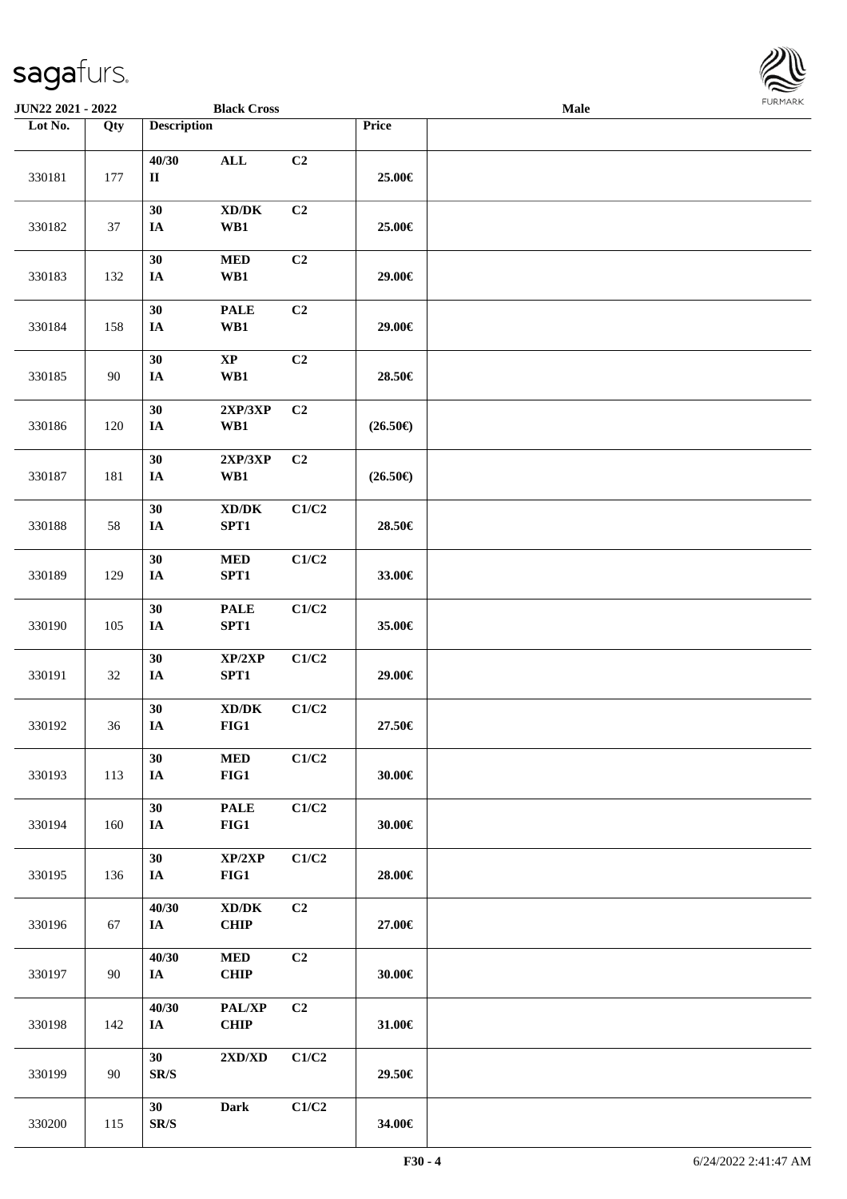| Lot No. | Qty | Description | | | Price | |
|---|---|---|---|---|---|---|
| 330181 | 177 | 40/30 II | ALL | C2 | 25.00€ | |
| 330182 | 37 | 30 IA | XD/DK WB1 | C2 | 25.00€ | |
| 330183 | 132 | 30 IA | MED WB1 | C2 | 29.00€ | |
| 330184 | 158 | 30 IA | PALE WB1 | C2 | 29.00€ | |
| 330185 | 90 | 30 IA | XP WB1 | C2 | 28.50€ | |
| 330186 | 120 | 30 IA | 2XP/3XP WB1 | C2 | (26.50€) | |
| 330187 | 181 | 30 IA | 2XP/3XP WB1 | C2 | (26.50€) | |
| 330188 | 58 | 30 IA | XD/DK SPT1 | C1/C2 | 28.50€ | |
| 330189 | 129 | 30 IA | MED SPT1 | C1/C2 | 33.00€ | |
| 330190 | 105 | 30 IA | PALE SPT1 | C1/C2 | 35.00€ | |
| 330191 | 32 | 30 IA | XP/2XP SPT1 | C1/C2 | 29.00€ | |
| 330192 | 36 | 30 IA | XD/DK FIG1 | C1/C2 | 27.50€ | |
| 330193 | 113 | 30 IA | MED FIG1 | C1/C2 | 30.00€ | |
| 330194 | 160 | 30 IA | PALE FIG1 | C1/C2 | 30.00€ | |
| 330195 | 136 | 30 IA | XP/2XP FIG1 | C1/C2 | 28.00€ | |
| 330196 | 67 | 40/30 IA | XD/DK CHIP | C2 | 27.00€ | |
| 330197 | 90 | 40/30 IA | MED CHIP | C2 | 30.00€ | |
| 330198 | 142 | 40/30 IA | PAL/XP CHIP | C2 | 31.00€ | |
| 330199 | 90 | 30 SR/S | 2XD/XD | C1/C2 | 29.50€ | |
| 330200 | 115 | 30 SR/S | Dark | C1/C2 | 34.00€ | |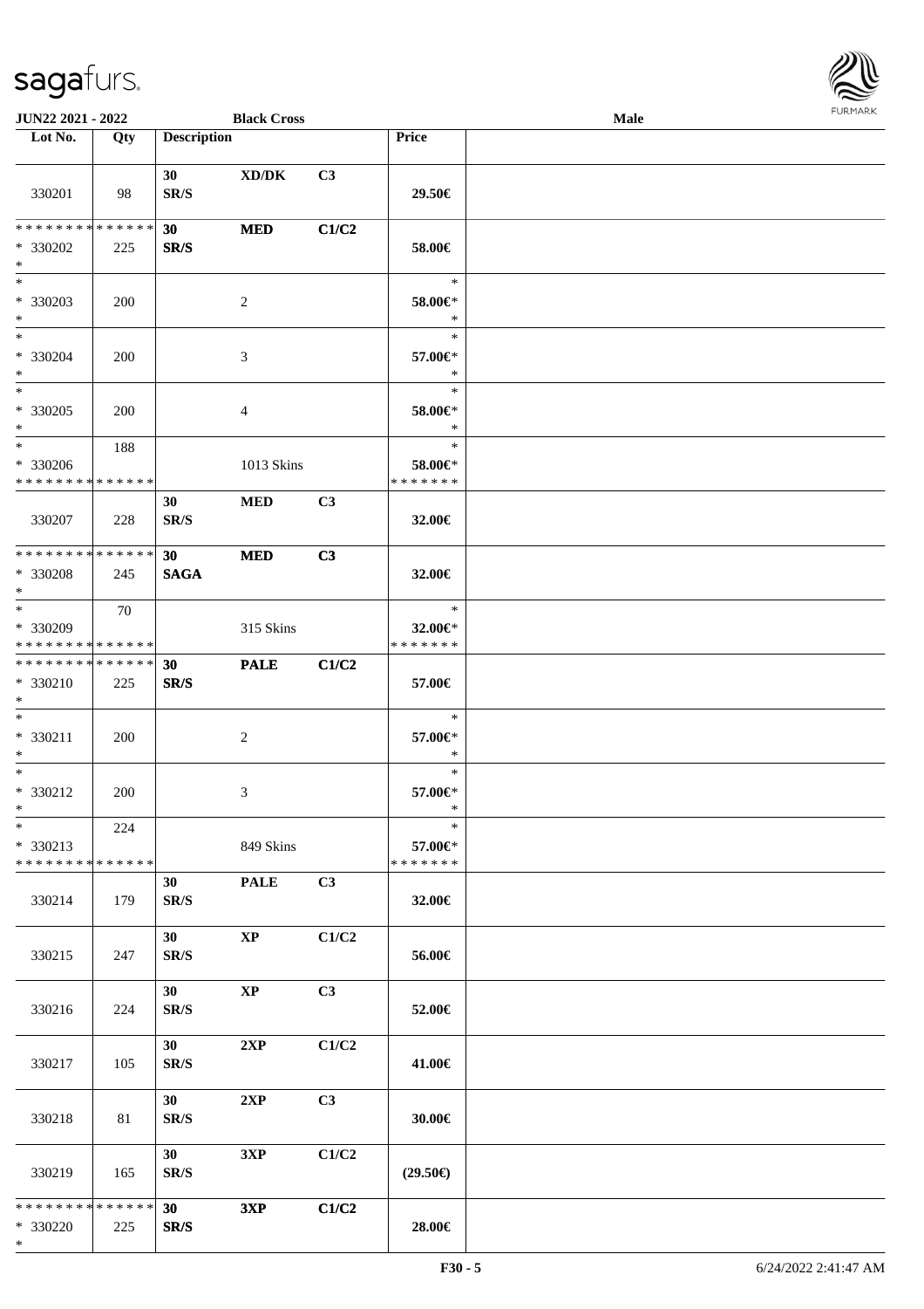| Lot No. | Qty | Description | | | Price | |
|---|---|---|---|---|---|---|
| 330201 | 98 | 30<br>SR/S | XD/DK | C3 | 29.50€ | |
| * * * * * * * * * * * * * *<br>* 330202<br>* | 225 | 30<br>SR/S | MED | C1/C2 | 58.00€ | |
| *<br>* 330203<br>* | 200 | | 2 | | *<br>58.00€*<br>* | |
| *<br>* 330204<br>* | 200 | | 3 | | *<br>57.00€*<br>* | |
| *<br>* 330205<br>* | 200 | | 4 | | *<br>58.00€*<br>* | |
| *<br>* 330206<br>* * * * * * * * * * * * * * | 188 | | 1013 Skins | | *<br>58.00€*<br>* * * * * * * | |
| 330207 | 228 | 30<br>SR/S | MED | C3 | 32.00€ | |
| * * * * * * * * * * * * * *<br>* 330208<br>* | 245 | 30<br>SAGA | MED | C3 | 32.00€ | |
| *<br>* 330209<br>* * * * * * * * * * * * * * | 70 | | 315 Skins | | *<br>32.00€*<br>* * * * * * * | |
| * * * * * * * * * * * * * *<br>* 330210<br>* | 225 | 30<br>SR/S | PALE | C1/C2 | 57.00€ | |
| *<br>* 330211<br>* | 200 | | 2 | | *<br>57.00€*<br>* | |
| *<br>* 330212<br>* | 200 | | 3 | | *<br>57.00€*<br>* | |
| *<br>* 330213<br>* * * * * * * * * * * * * * | 224 | | 849 Skins | | *<br>57.00€*<br>* * * * * * * | |
| 330214 | 179 | 30<br>SR/S | PALE | C3 | 32.00€ | |
| 330215 | 247 | 30<br>SR/S | XP | C1/C2 | 56.00€ | |
| 330216 | 224 | 30<br>SR/S | XP | C3 | 52.00€ | |
| 330217 | 105 | 30<br>SR/S | 2XP | C1/C2 | 41.00€ | |
| 330218 | 81 | 30<br>SR/S | 2XP | C3 | 30.00€ | |
| 330219 | 165 | 30<br>SR/S | 3XP | C1/C2 | (29.50€) | |
| * * * * * * * * * * * * * *<br>* 330220<br>* | 225 | 30<br>SR/S | 3XP | C1/C2 | 28.00€ | |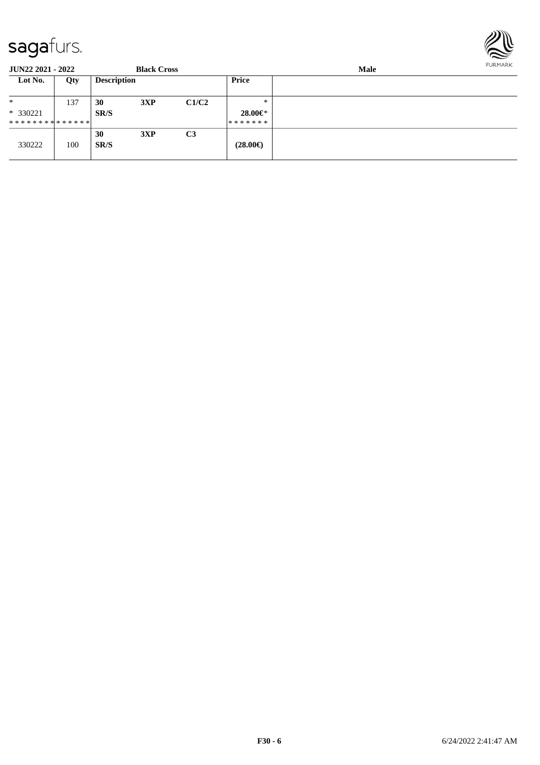**JUN22 2021 - 2022** **Black Cross** **Male**

| Lot No. | Qty | Description | | | Price | |
|---|---|---|---|---|---|---|
| * | 137 | **30** | **3XP** | **C1/C2** | * | |
| * 330221 | | **SR/S** | | | **28.00€*** | |
| ************** | | | | | ******* | |
| 330222 | 100 | **30** **SR/S** | **3XP** | **C3** | **(28.00€)** | |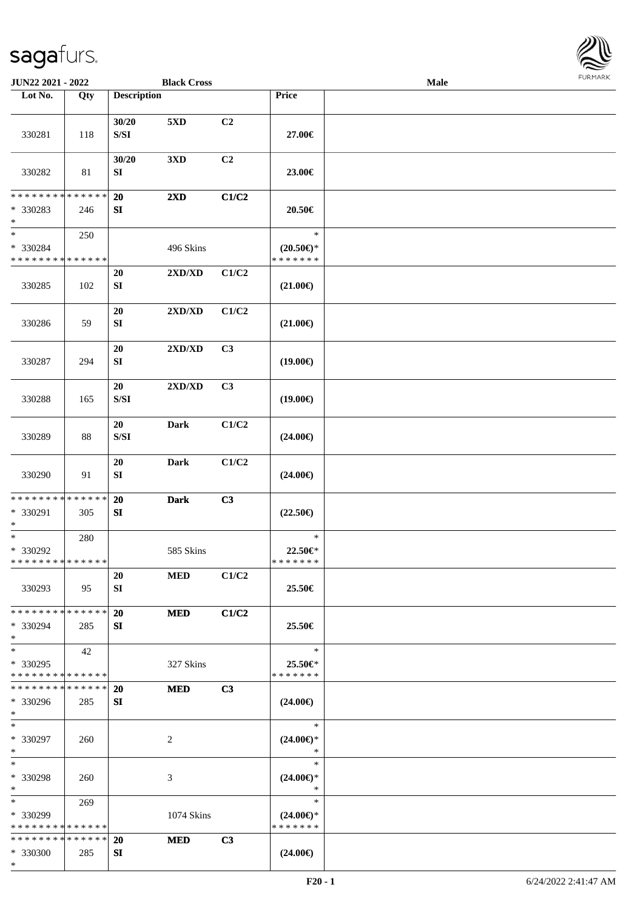JUN22 2021 - 2022 | Black Cross | Male

| Lot No. | Qty | Description | | | Price | |
|---|---|---|---|---|---|---|
| 330281 | 118 | 30/20 S/SI | 5XD | C2 | 27.00€ | |
| 330282 | 81 | 30/20 SI | 3XD | C2 | 23.00€ | |
| * * * * * * * * * * * * * * * 330283 * | 246 | 20 SI | 2XD | C1/C2 | 20.50€ | |
| * * 330284 * * * * * * * * * * * * * * | 250 | | 496 Skins | | * (20.50€)* * * * * * * * | |
| 330285 | 102 | 20 SI | 2XD/XD | C1/C2 | (21.00€) | |
| 330286 | 59 | 20 SI | 2XD/XD | C1/C2 | (21.00€) | |
| 330287 | 294 | 20 SI | 2XD/XD | C3 | (19.00€) | |
| 330288 | 165 | 20 S/SI | 2XD/XD | C3 | (19.00€) | |
| 330289 | 88 | 20 S/SI | Dark | C1/C2 | (24.00€) | |
| 330290 | 91 | 20 SI | Dark | C1/C2 | (24.00€) | |
| * * * * * * * * * * * * * * * 330291 * | 305 | 20 SI | Dark | C3 | (22.50€) | |
| * * 330292 * * * * * * * * * * * * * * | 280 | | 585 Skins | | * 22.50€* * * * * * * * | |
| 330293 | 95 | 20 SI | MED | C1/C2 | 25.50€ | |
| * * * * * * * * * * * * * * * 330294 * | 285 | 20 SI | MED | C1/C2 | 25.50€ | |
| * * 330295 * * * * * * * * * * * * * * | 42 | | 327 Skins | | * 25.50€* * * * * * * * | |
| * * * * * * * * * * * * * * * 330296 * | 285 | 20 SI | MED | C3 | (24.00€) | |
| * * 330297 * | 260 | | 2 | | * (24.00€)* * | |
| * * 330298 * | 260 | | 3 | | * (24.00€)* * | |
| * * 330299 * * * * * * * * * * * * * * | 269 | | 1074 Skins | | * (24.00€)* * * * * * * * | |
| * * * * * * * * * * * * * * * 330300 * | 285 | 20 SI | MED | C3 | (24.00€) | |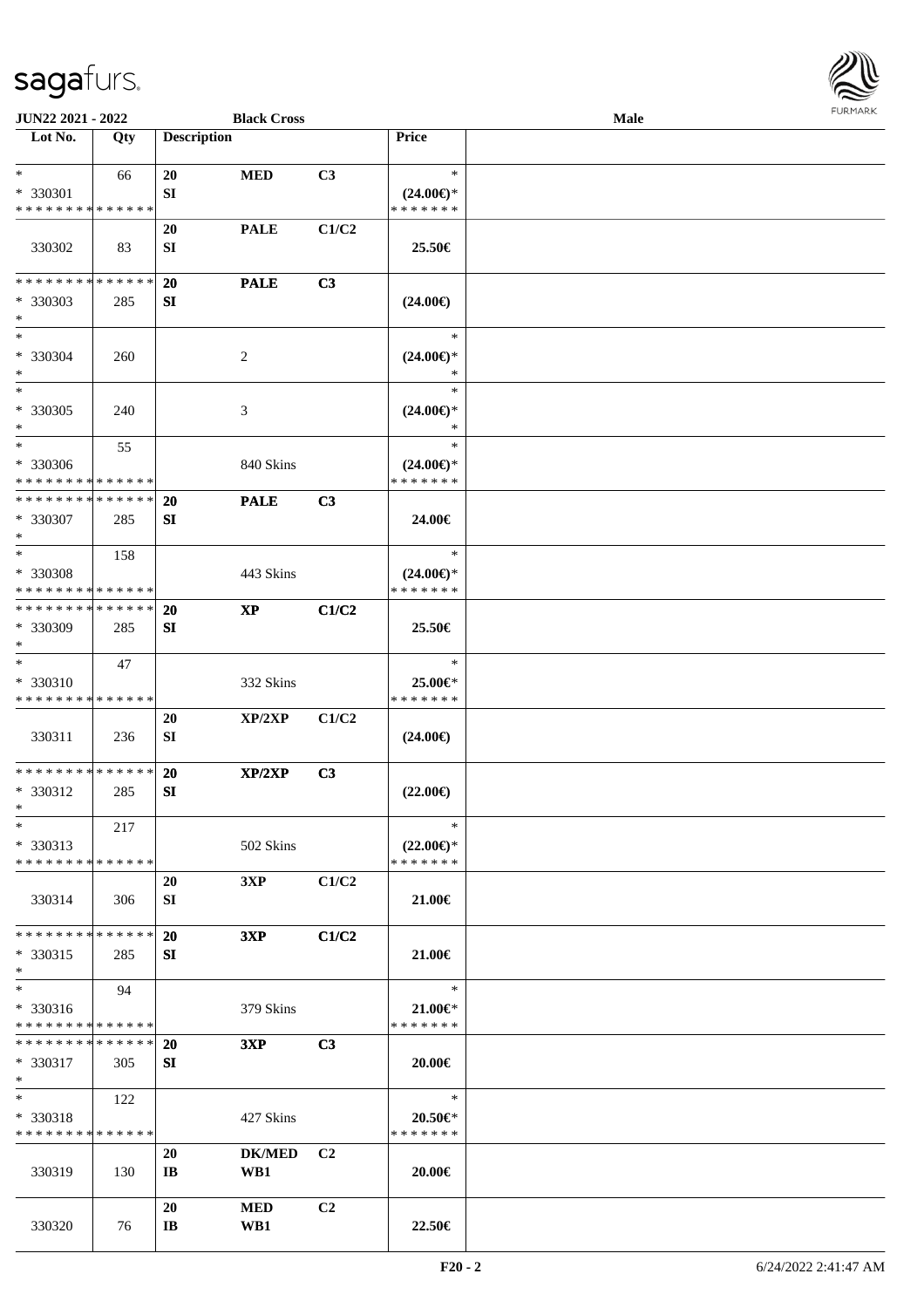| Lot No. | Qty | Description | | | Price | |
|---|---|---|---|---|---|---|
| * | 66 | 20 | MED | C3 | * | |
| * 330301 | | SI | | | (24.00€)* | |
| * * * * * * * * * * * * * * | | | | | * * * * * * * | |
| | | 20 | PALE | C1/C2 | | |
| 330302 | 83 | SI | | | 25.50€ | |
| * * * * * * * * * * * * * * | | 20 | PALE | C3 | | |
| * 330303 | 285 | SI | | | (24.00€) | |
| * | | | | | | |
| * | | | | | * | |
| * 330304 | 260 | | 2 | | (24.00€)* | |
| * | | | | | * | |
| * | | | | | * | |
| * 330305 | 240 | | 3 | | (24.00€)* | |
| * | | | | | * | |
| * | 55 | | | | * | |
| * 330306 | | | 840 Skins | | (24.00€)* | |
| * * * * * * * * * * * * * * | | | | | * * * * * * * | |
| * * * * * * * * * * * * * * | | 20 | PALE | C3 | | |
| * 330307 | 285 | SI | | | 24.00€ | |
| * | | | | | | |
| * | 158 | | | | * | |
| * 330308 | | | 443 Skins | | (24.00€)* | |
| * * * * * * * * * * * * * * | | | | | * * * * * * * | |
| * * * * * * * * * * * * * * | | 20 | XP | C1/C2 | | |
| * 330309 | 285 | SI | | | 25.50€ | |
| * | | | | | | |
| * | 47 | | | | * | |
| * 330310 | | | 332 Skins | | 25.00€* | |
| * * * * * * * * * * * * * * | | | | | * * * * * * * | |
| | | 20 | XP/2XP | C1/C2 | | |
| 330311 | 236 | SI | | | (24.00€) | |
| * * * * * * * * * * * * * * | | 20 | XP/2XP | C3 | | |
| * 330312 | 285 | SI | | | (22.00€) | |
| * | | | | | | |
| * | 217 | | | | * | |
| * 330313 | | | 502 Skins | | (22.00€)* | |
| * * * * * * * * * * * * * * | | | | | * * * * * * * | |
| | | 20 | 3XP | C1/C2 | | |
| 330314 | 306 | SI | | | 21.00€ | |
| * * * * * * * * * * * * * * | | 20 | 3XP | C1/C2 | | |
| * 330315 | 285 | SI | | | 21.00€ | |
| * | | | | | | |
| * | 94 | | | | * | |
| * 330316 | | | 379 Skins | | 21.00€* | |
| * * * * * * * * * * * * * * | | | | | * * * * * * * | |
| * * * * * * * * * * * * * * | | 20 | 3XP | C3 | | |
| * 330317 | 305 | SI | | | 20.00€ | |
| * | | | | | | |
| * | 122 | | | | * | |
| * 330318 | | | 427 Skins | | 20.50€* | |
| * * * * * * * * * * * * * * | | | | | * * * * * * * | |
| | | 20 | DK/MED | C2 | | |
| 330319 | 130 | IB | WB1 | | 20.00€ | |
| | | 20 | MED | C2 | | |
| 330320 | 76 | IB | WB1 | | 22.50€ | |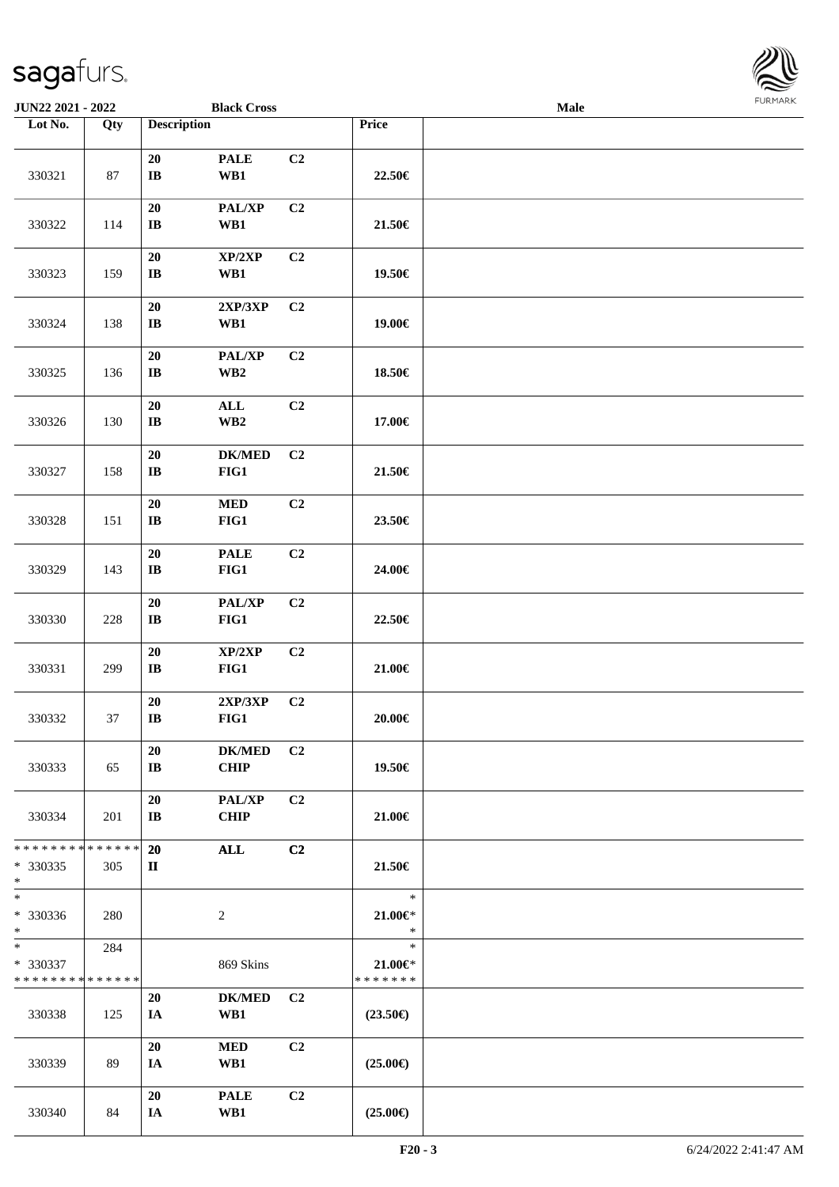**JUN22 2021 - 2022** **Black Cross** **Male**

| Lot No. | Qty | Description | | | Price | |
|---|---|---|---|---|---|---|
| 330321 | 87 | 20<br>IB | PALE<br>WB1 | C2 | 22.50€ | |
| 330322 | 114 | 20<br>IB | PAL/XP<br>WB1 | C2 | 21.50€ | |
| 330323 | 159 | 20<br>IB | XP/2XP<br>WB1 | C2 | 19.50€ | |
| 330324 | 138 | 20<br>IB | 2XP/3XP<br>WB1 | C2 | 19.00€ | |
| 330325 | 136 | 20<br>IB | PAL/XP<br>WB2 | C2 | 18.50€ | |
| 330326 | 130 | 20<br>IB | ALL<br>WB2 | C2 | 17.00€ | |
| 330327 | 158 | 20<br>IB | DK/MED<br>FIG1 | C2 | 21.50€ | |
| 330328 | 151 | 20<br>IB | MED<br>FIG1 | C2 | 23.50€ | |
| 330329 | 143 | 20<br>IB | PALE<br>FIG1 | C2 | 24.00€ | |
| 330330 | 228 | 20<br>IB | PAL/XP<br>FIG1 | C2 | 22.50€ | |
| 330331 | 299 | 20<br>IB | XP/2XP<br>FIG1 | C2 | 21.00€ | |
| 330332 | 37 | 20<br>IB | 2XP/3XP<br>FIG1 | C2 | 20.00€ | |
| 330333 | 65 | 20<br>IB | DK/MED<br>CHIP | C2 | 19.50€ | |
| 330334 | 201 | 20<br>IB | PAL/XP<br>CHIP | C2 | 21.00€ | |
| * * * * * * * * * * * * * *<br>* 330335<br>* | 305 | 20<br>II | ALL | C2 | 21.50€ | |
| *<br>* 330336<br>* | 280 | | 2 | | *<br>21.00€*<br>* | |
| *<br>* 330337<br>* * * * * * * * * * * * * * | 284 | | 869 Skins | | *<br>21.00€*<br>* * * * * * * | |
| 330338 | 125 | 20<br>IA | DK/MED<br>WB1 | C2 | (23.50€) | |
| 330339 | 89 | 20<br>IA | MED<br>WB1 | C2 | (25.00€) | |
| 330340 | 84 | 20<br>IA | PALE<br>WB1 | C2 | (25.00€) | |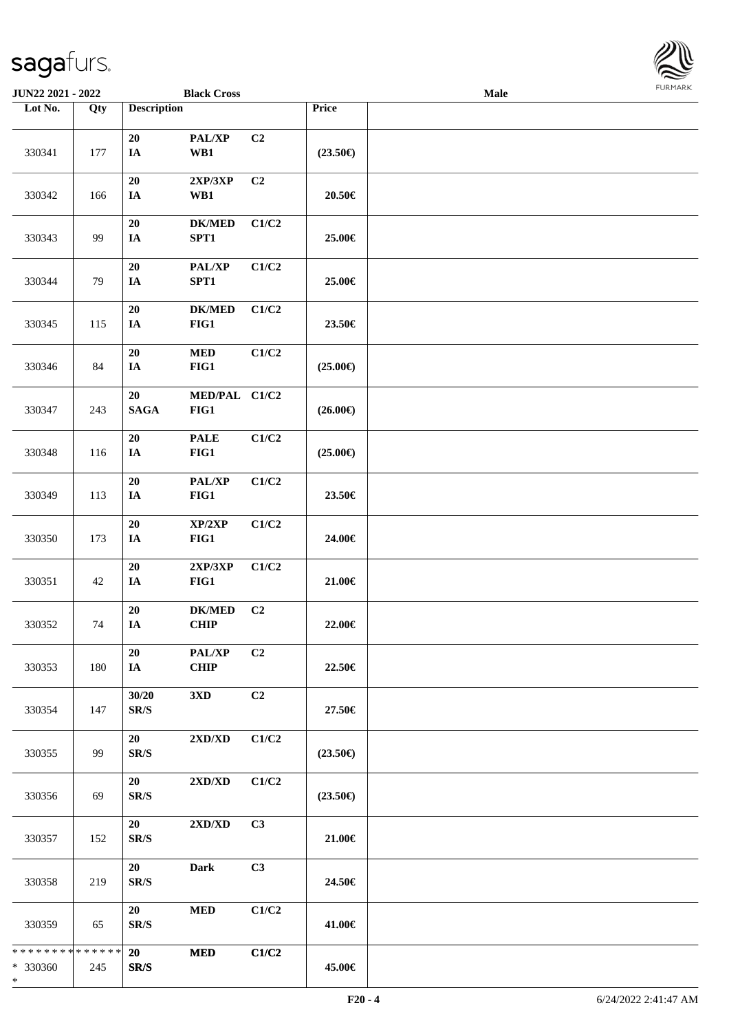| Lot No. | Qty | Description | | | Price | |
|---|---|---|---|---|---|---|
| 330341 | 177 | 20<br>IA | PAL/XP<br>WB1 | C2 | (23.50€) | |
| 330342 | 166 | 20<br>IA | 2XP/3XP<br>WB1 | C2 | 20.50€ | |
| 330343 | 99 | 20<br>IA | DK/MED<br>SPT1 | C1/C2 | 25.00€ | |
| 330344 | 79 | 20<br>IA | PAL/XP<br>SPT1 | C1/C2 | 25.00€ | |
| 330345 | 115 | 20<br>IA | DK/MED<br>FIG1 | C1/C2 | 23.50€ | |
| 330346 | 84 | 20<br>IA | MED<br>FIG1 | C1/C2 | (25.00€) | |
| 330347 | 243 | 20<br>SAGA | MED/PAL<br>FIG1 | C1/C2 | (26.00€) | |
| 330348 | 116 | 20<br>IA | PALE<br>FIG1 | C1/C2 | (25.00€) | |
| 330349 | 113 | 20<br>IA | PAL/XP<br>FIG1 | C1/C2 | 23.50€ | |
| 330350 | 173 | 20<br>IA | XP/2XP<br>FIG1 | C1/C2 | 24.00€ | |
| 330351 | 42 | 20<br>IA | 2XP/3XP<br>FIG1 | C1/C2 | 21.00€ | |
| 330352 | 74 | 20<br>IA | DK/MED<br>CHIP | C2 | 22.00€ | |
| 330353 | 180 | 20<br>IA | PAL/XP<br>CHIP | C2 | 22.50€ | |
| 330354 | 147 | 30/20<br>SR/S | 3XD | C2 | 27.50€ | |
| 330355 | 99 | 20<br>SR/S | 2XD/XD | C1/C2 | (23.50€) | |
| 330356 | 69 | 20<br>SR/S | 2XD/XD | C1/C2 | (23.50€) | |
| 330357 | 152 | 20<br>SR/S | 2XD/XD | C3 | 21.00€ | |
| 330358 | 219 | 20<br>SR/S | Dark | C3 | 24.50€ | |
| 330359 | 65 | 20<br>SR/S | MED | C1/C2 | 41.00€ | |
| * * * * * * * * * * * * * *<br>* 330360<br>* | 245 | 20<br>SR/S | MED | C1/C2 | 45.00€ | |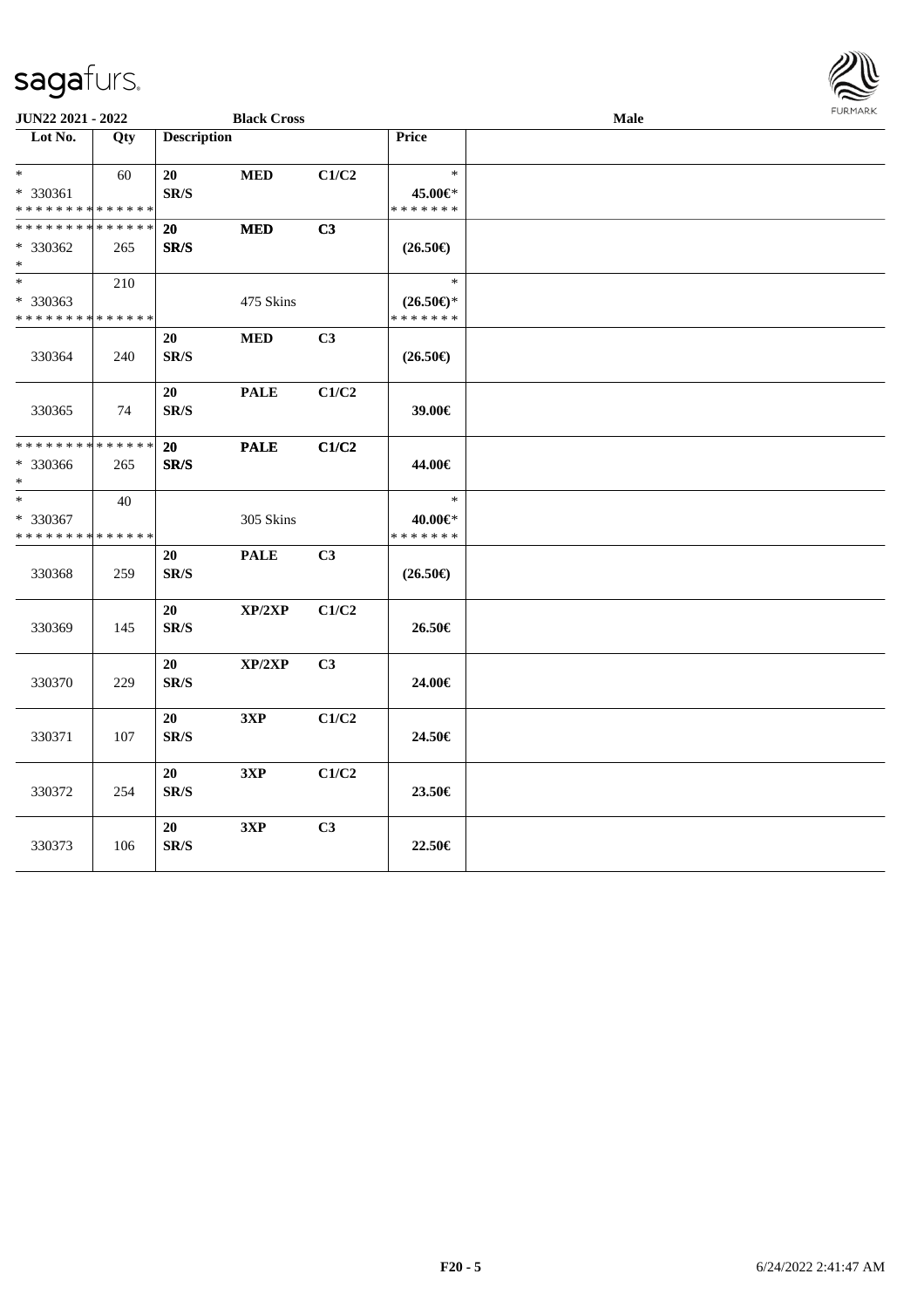JUN22 2021 - 2022 Black Cross Male

| Lot No. | Qty | Description | | | Price | |
|---|---|---|---|---|---|---|
| * <br> * 330361 <br> * * * * * * * * * * * * * * | 60 | 20 <br> SR/S | MED | C1/C2 | * <br> 45.00€* <br> * * * * * * * | |
| * * * * * * * * * * * * * * <br> * 330362 <br> * | 265 | 20 <br> SR/S | MED | C3 | (26.50€) | |
| * <br> * 330363 <br> * * * * * * * * * * * * * * | 210 | | 475 Skins | | * <br> (26.50€)* <br> * * * * * * * | |
| 330364 | 240 | 20 <br> SR/S | MED | C3 | (26.50€) | |
| 330365 | 74 | 20 <br> SR/S | PALE | C1/C2 | 39.00€ | |
| * * * * * * * * * * * * * * <br> * 330366 <br> * | 265 | 20 <br> SR/S | PALE | C1/C2 | 44.00€ | |
| * <br> * 330367 <br> * * * * * * * * * * * * * * | 40 | | 305 Skins | | * <br> 40.00€* <br> * * * * * * * | |
| 330368 | 259 | 20 <br> SR/S | PALE | C3 | (26.50€) | |
| 330369 | 145 | 20 <br> SR/S | XP/2XP | C1/C2 | 26.50€ | |
| 330370 | 229 | 20 <br> SR/S | XP/2XP | C3 | 24.00€ | |
| 330371 | 107 | 20 <br> SR/S | 3XP | C1/C2 | 24.50€ | |
| 330372 | 254 | 20 <br> SR/S | 3XP | C1/C2 | 23.50€ | |
| 330373 | 106 | 20 <br> SR/S | 3XP | C3 | 22.50€ | |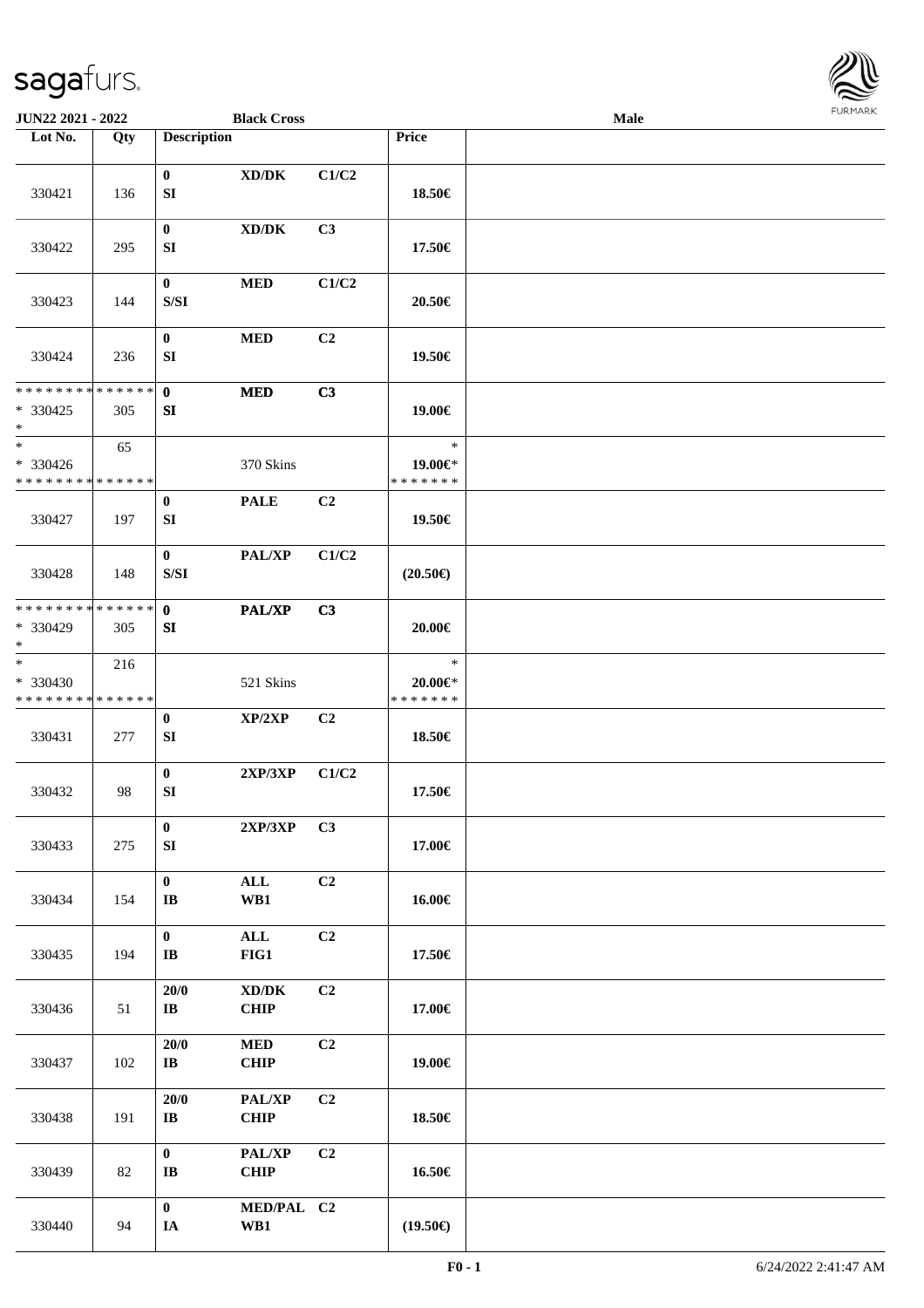JUN22 2021 - 2022 Black Cross Male

| Lot No. | Qty | Description | | | Price | |
|---|---|---|---|---|---|---|
| 330421 | 136 | 0 SI | XD/DK | C1/C2 | 18.50€ | |
| 330422 | 295 | 0 SI | XD/DK | C3 | 17.50€ | |
| 330423 | 144 | 0 S/SI | MED | C1/C2 | 20.50€ | |
| 330424 | 236 | 0 SI | MED | C2 | 19.50€ | |
| * * * * * * * * * * * * * * * 330425 * | 305 | 0 SI | MED | C3 | 19.00€ | |
| * * 330426 * * * * * * * * * * * * * * | 65 | | 370 Skins | | * 19.00€* * * * * * * * | |
| 330427 | 197 | 0 SI | PALE | C2 | 19.50€ | |
| 330428 | 148 | 0 S/SI | PAL/XP | C1/C2 | (20.50€) | |
| * * * * * * * * * * * * * * * 330429 * | 305 | 0 SI | PAL/XP | C3 | 20.00€ | |
| * * 330430 * * * * * * * * * * * * * * | 216 | | 521 Skins | | * 20.00€* * * * * * * * | |
| 330431 | 277 | 0 SI | XP/2XP | C2 | 18.50€ | |
| 330432 | 98 | 0 SI | 2XP/3XP | C1/C2 | 17.50€ | |
| 330433 | 275 | 0 SI | 2XP/3XP | C3 | 17.00€ | |
| 330434 | 154 | 0 IB | ALL WB1 | C2 | 16.00€ | |
| 330435 | 194 | 0 IB | ALL FIG1 | C2 | 17.50€ | |
| 330436 | 51 | 20/0 IB | XD/DK CHIP | C2 | 17.00€ | |
| 330437 | 102 | 20/0 IB | MED CHIP | C2 | 19.00€ | |
| 330438 | 191 | 20/0 IB | PAL/XP CHIP | C2 | 18.50€ | |
| 330439 | 82 | 0 IB | PAL/XP CHIP | C2 | 16.50€ | |
| 330440 | 94 | 0 IA | MED/PAL WB1 | C2 | (19.50€) | |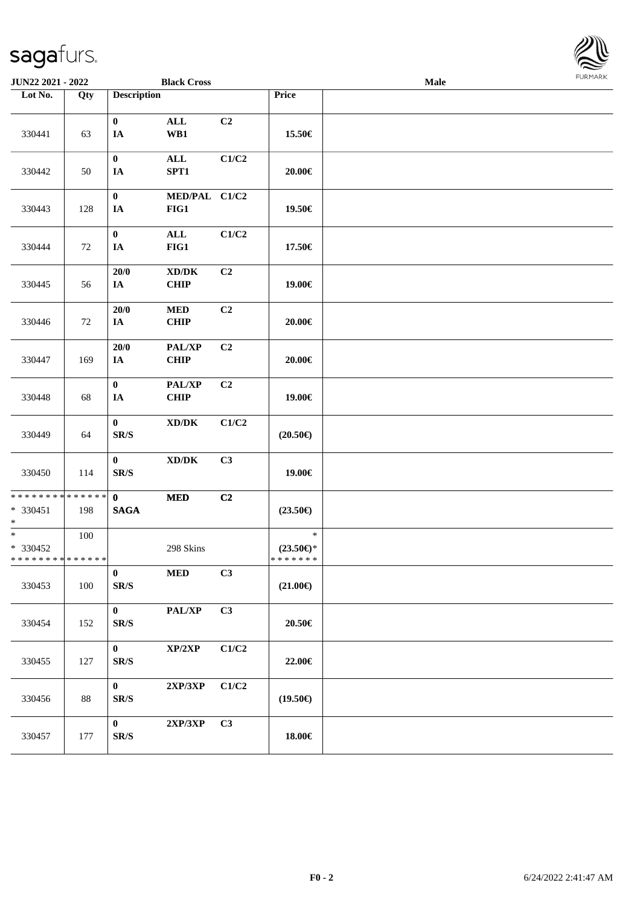JUN22 2021 - 2022 | Black Cross | Male

| Lot No. | Qty | Description | | | Price | |
|---|---|---|---|---|---|---|
| 330441 | 63 | 0<br>IA | ALL<br>WB1 | C2 | 15.50€ | |
| 330442 | 50 | 0<br>IA | ALL<br>SPT1 | C1/C2 | 20.00€ | |
| 330443 | 128 | 0<br>IA | MED/PAL<br>FIG1 | C1/C2 | 19.50€ | |
| 330444 | 72 | 0<br>IA | ALL<br>FIG1 | C1/C2 | 17.50€ | |
| 330445 | 56 | 20/0<br>IA | XD/DK<br>CHIP | C2 | 19.00€ | |
| 330446 | 72 | 20/0<br>IA | MED<br>CHIP | C2 | 20.00€ | |
| 330447 | 169 | 20/0<br>IA | PAL/XP<br>CHIP | C2 | 20.00€ | |
| 330448 | 68 | 0<br>IA | PAL/XP<br>CHIP | C2 | 19.00€ | |
| 330449 | 64 | 0<br>SR/S | XD/DK | C1/C2 | (20.50€) | |
| 330450 | 114 | 0<br>SR/S | XD/DK | C3 | 19.00€ | |
| * * * * * * * * * * * * * *<br>* 330451<br>* | 198 | 0<br>SAGA | MED | C2 | (23.50€) | |
| *<br>* 330452<br>* * * * * * * * * * * * * * | 100 | | 298 Skins | | *<br>(23.50€)*<br>* * * * * * * | |
| 330453 | 100 | 0<br>SR/S | MED | C3 | (21.00€) | |
| 330454 | 152 | 0<br>SR/S | PAL/XP | C3 | 20.50€ | |
| 330455 | 127 | 0<br>SR/S | XP/2XP | C1/C2 | 22.00€ | |
| 330456 | 88 | 0<br>SR/S | 2XP/3XP | C1/C2 | (19.50€) | |
| 330457 | 177 | 0<br>SR/S | 2XP/3XP | C3 | 18.00€ | |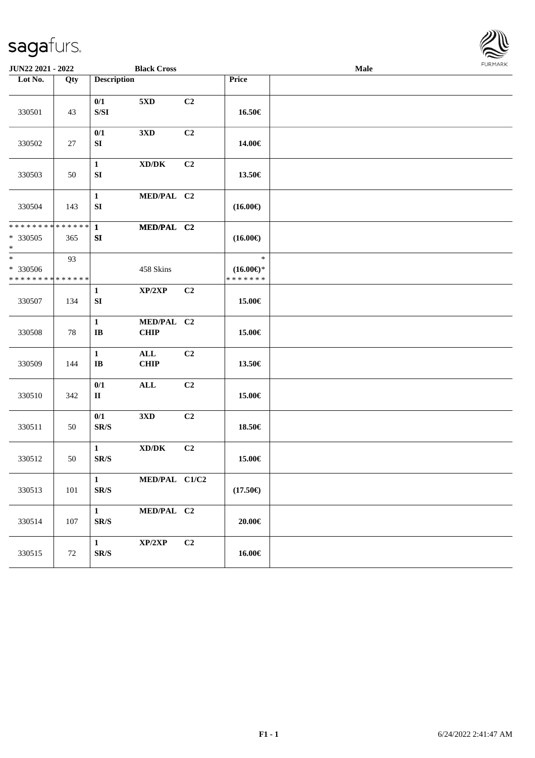JUN22 2021 - 2022 | Black Cross | Male

| Lot No. | Qty | Description | | | Price | |
|---|---|---|---|---|---|---|
| 330501 | 43 | 0/1 S/SI | 5XD | C2 | 16.50€ | |
| 330502 | 27 | 0/1 SI | 3XD | C2 | 14.00€ | |
| 330503 | 50 | 1 SI | XD/DK | C2 | 13.50€ | |
| 330504 | 143 | 1 SI | MED/PAL | C2 | (16.00€) | |
| * * * * * * * * * * * * * * * 330505 * | 365 | 1 SI | MED/PAL | C2 | (16.00€) | |
| * * 330506 * * * * * * * * * * * * * * | 93 | | 458 Skins | | * (16.00€)* * * * * * * * | |
| 330507 | 134 | 1 SI | XP/2XP | C2 | 15.00€ | |
| 330508 | 78 | 1 IB | MED/PAL CHIP | C2 | 15.00€ | |
| 330509 | 144 | 1 IB | ALL CHIP | C2 | 13.50€ | |
| 330510 | 342 | 0/1 II | ALL | C2 | 15.00€ | |
| 330511 | 50 | 0/1 SR/S | 3XD | C2 | 18.50€ | |
| 330512 | 50 | 1 SR/S | XD/DK | C2 | 15.00€ | |
| 330513 | 101 | 1 SR/S | MED/PAL | C1/C2 | (17.50€) | |
| 330514 | 107 | 1 SR/S | MED/PAL | C2 | 20.00€ | |
| 330515 | 72 | 1 SR/S | XP/2XP | C2 | 16.00€ | |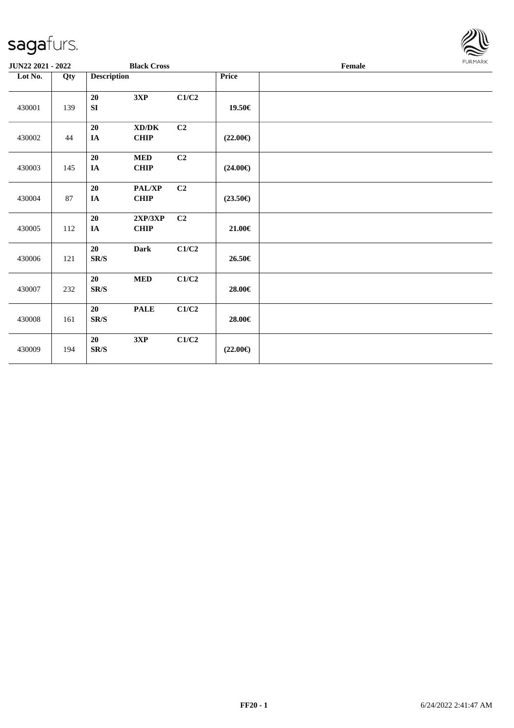**JUN22 2021 - 2022** **Black Cross** **Female**

| Lot No. | Qty | Description | | | Price | |
|---|---|---|---|---|---|---|
| 430001 | 139 | **20** **SI** | **3XP** | **C1/C2** | **19.50€** | |
| 430002 | 44 | **20** **IA** | **XD/DK** **CHIP** | **C2** | **(22.00€)** | |
| 430003 | 145 | **20** **IA** | **MED** **CHIP** | **C2** | **(24.00€)** | |
| 430004 | 87 | **20** **IA** | **PAL/XP** **CHIP** | **C2** | **(23.50€)** | |
| 430005 | 112 | **20** **IA** | **2XP/3XP** **CHIP** | **C2** | **21.00€** | |
| 430006 | 121 | **20** **SR/S** | **Dark** | **C1/C2** | **26.50€** | |
| 430007 | 232 | **20** **SR/S** | **MED** | **C1/C2** | **28.00€** | |
| 430008 | 161 | **20** **SR/S** | **PALE** | **C1/C2** | **28.00€** | |
| 430009 | 194 | **20** **SR/S** | **3XP** | **C1/C2** | **(22.00€)** | |

**FF20 - 1** 6/24/2022 2:41:47 AM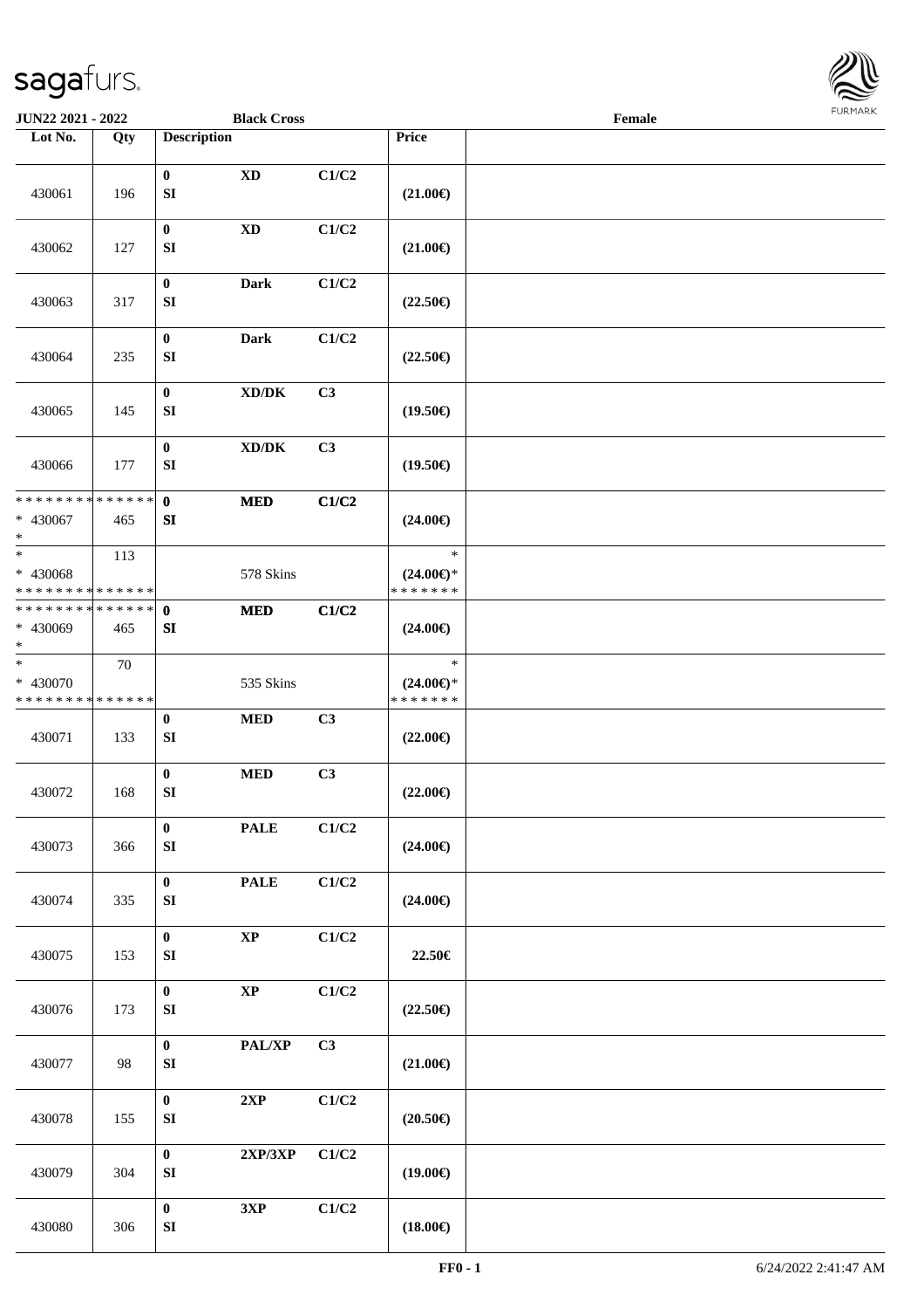| Lot No. | Qty | Description | | | Price | |
|---|---|---|---|---|---|---|
| 430061 | 196 | 0<br>SI | XD | C1/C2 | (21.00€) | |
| 430062 | 127 | 0<br>SI | XD | C1/C2 | (21.00€) | |
| 430063 | 317 | 0<br>SI | Dark | C1/C2 | (22.50€) | |
| 430064 | 235 | 0<br>SI | Dark | C1/C2 | (22.50€) | |
| 430065 | 145 | 0<br>SI | XD/DK | C3 | (19.50€) | |
| 430066 | 177 | 0<br>SI | XD/DK | C3 | (19.50€) | |
| * * * * * * * * * * * * * *<br>* 430067<br>* | 465 | 0<br>SI | MED | C1/C2 | (24.00€) | |
| *<br>* 430068<br>* * * * * * * * * * * * * * | 113 | | 578 Skins | | *<br>(24.00€)*<br>* * * * * * * | |
| * * * * * * * * * * * * * *<br>* 430069<br>* | 465 | 0<br>SI | MED | C1/C2 | (24.00€) | |
| *<br>* 430070<br>* * * * * * * * * * * * * * | 70 | | 535 Skins | | *<br>(24.00€)*<br>* * * * * * * | |
| 430071 | 133 | 0<br>SI | MED | C3 | (22.00€) | |
| 430072 | 168 | 0<br>SI | MED | C3 | (22.00€) | |
| 430073 | 366 | 0<br>SI | PALE | C1/C2 | (24.00€) | |
| 430074 | 335 | 0<br>SI | PALE | C1/C2 | (24.00€) | |
| 430075 | 153 | 0<br>SI | XP | C1/C2 | 22.50€ | |
| 430076 | 173 | 0<br>SI | XP | C1/C2 | (22.50€) | |
| 430077 | 98 | 0<br>SI | PAL/XP | C3 | (21.00€) | |
| 430078 | 155 | 0<br>SI | 2XP | C1/C2 | (20.50€) | |
| 430079 | 304 | 0<br>SI | 2XP/3XP | C1/C2 | (19.00€) | |
| 430080 | 306 | 0<br>SI | 3XP | C1/C2 | (18.00€) | |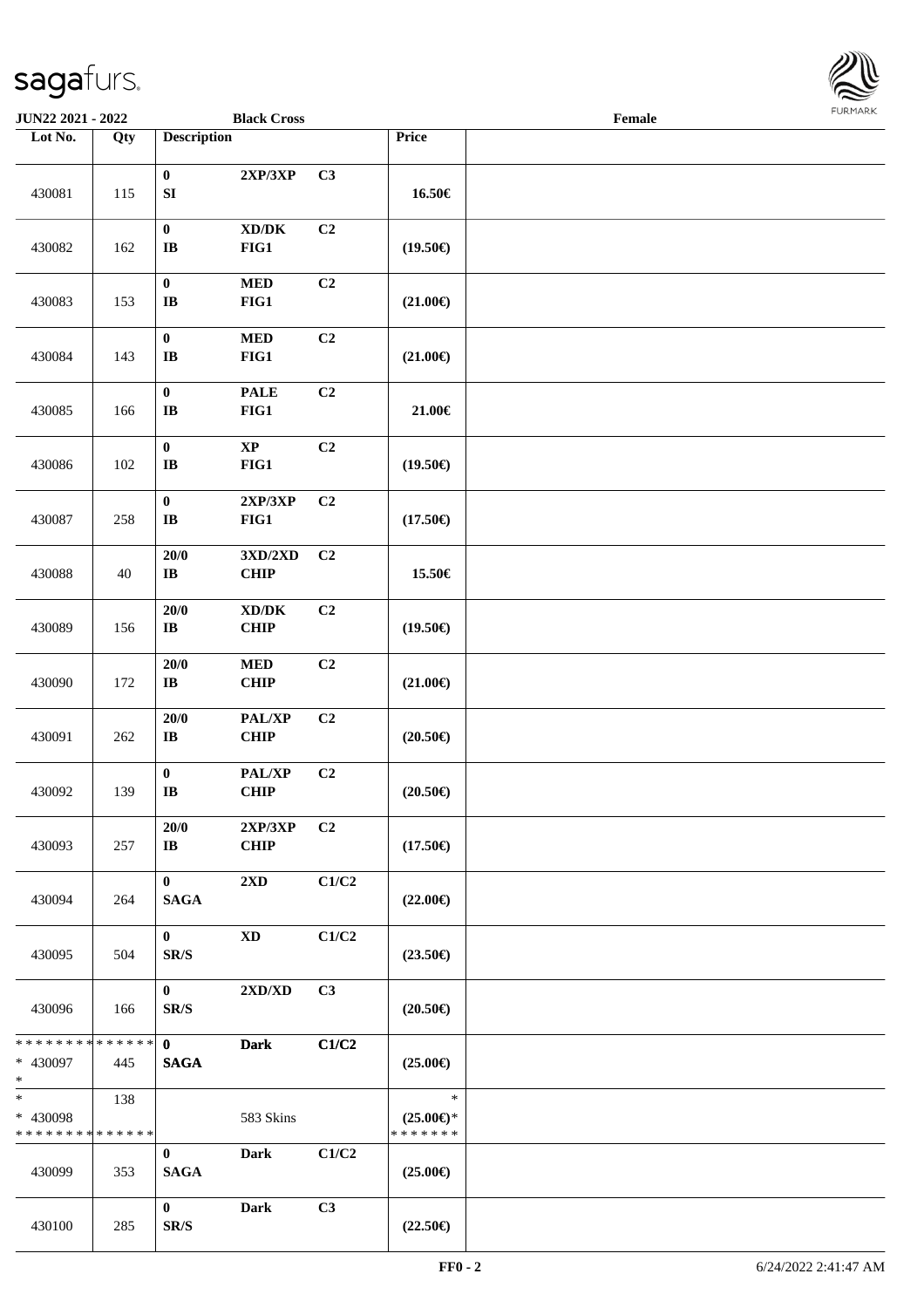JUN22 2021 - 2022 Black Cross Female

| Lot No. | Qty | Description | | | Price | |
|---|---|---|---|---|---|---|
| 430081 | 115 | 0<br>SI | 2XP/3XP | C3 | 16.50€ | |
| 430082 | 162 | 0<br>IB | XD/DK<br>FIG1 | C2 | (19.50€) | |
| 430083 | 153 | 0<br>IB | MED<br>FIG1 | C2 | (21.00€) | |
| 430084 | 143 | 0<br>IB | MED<br>FIG1 | C2 | (21.00€) | |
| 430085 | 166 | 0<br>IB | PALE<br>FIG1 | C2 | 21.00€ | |
| 430086 | 102 | 0<br>IB | XP<br>FIG1 | C2 | (19.50€) | |
| 430087 | 258 | 0<br>IB | 2XP/3XP<br>FIG1 | C2 | (17.50€) | |
| 430088 | 40 | 20/0<br>IB | 3XD/2XD<br>CHIP | C2 | 15.50€ | |
| 430089 | 156 | 20/0<br>IB | XD/DK<br>CHIP | C2 | (19.50€) | |
| 430090 | 172 | 20/0<br>IB | MED<br>CHIP | C2 | (21.00€) | |
| 430091 | 262 | 20/0<br>IB | PAL/XP<br>CHIP | C2 | (20.50€) | |
| 430092 | 139 | 0<br>IB | PAL/XP<br>CHIP | C2 | (20.50€) | |
| 430093 | 257 | 20/0<br>IB | 2XP/3XP<br>CHIP | C2 | (17.50€) | |
| 430094 | 264 | 0<br>SAGA | 2XD | C1/C2 | (22.00€) | |
| 430095 | 504 | 0<br>SR/S | XD | C1/C2 | (23.50€) | |
| 430096 | 166 | 0<br>SR/S | 2XD/XD | C3 | (20.50€) | |
| * * * * * * * * * * * * * *<br>* 430097<br>* | 445 | 0<br>SAGA | Dark | C1/C2 | (25.00€) | |
| *<br>* 430098<br>* * * * * * * * * * * * * * | 138 | | 583 Skins | | *<br>(25.00€)*<br>* * * * * * * | |
| 430099 | 353 | 0<br>SAGA | Dark | C1/C2 | (25.00€) | |
| 430100 | 285 | 0<br>SR/S | Dark | C3 | (22.50€) | |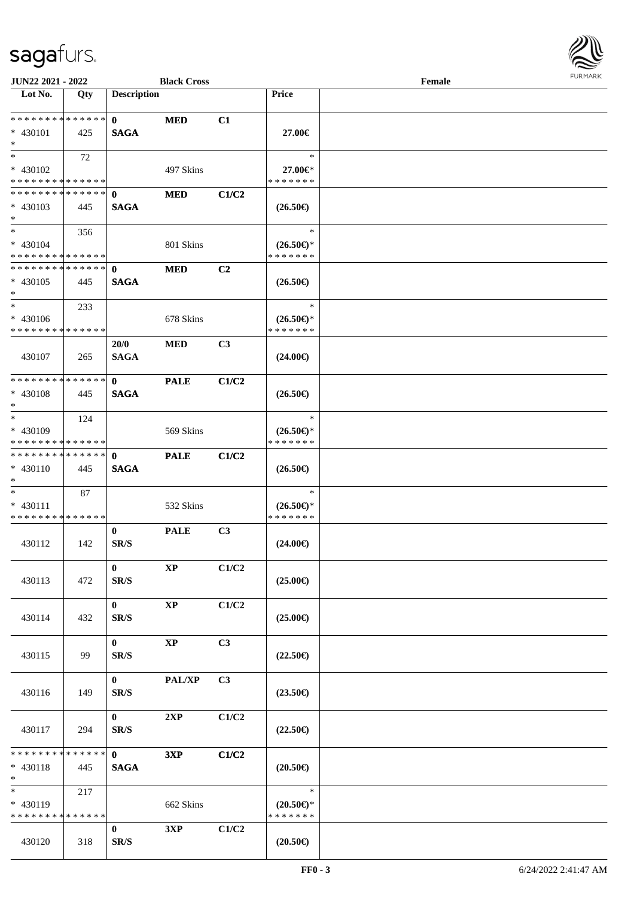JUN22 2021 - 2022 | Black Cross | Female

| Lot No. | Qty | Description | | | Price |
|---|---|---|---|---|---|
| * * * * * * * * * * * * * * | | **0** | **MED** | **C1** | |
| * 430101 | 425 | **SAGA** | | | **27.00€** |
| * | | | | | |
| * | 72 | | | | * |
| * 430102 | | | 497 Skins | | **27.00€*** |
| * * * * * * * * * * * * * * | | | | | * * * * * * * |
| * * * * * * * * * * * * * * | | **0** | **MED** | **C1/C2** | |
| * 430103 | 445 | **SAGA** | | | **(26.50€)** |
| * | | | | | |
| * | 356 | | | | * |
| * 430104 | | | 801 Skins | | **(26.50€)*** |
| * * * * * * * * * * * * * * | | | | | * * * * * * * |
| * * * * * * * * * * * * * * | | **0** | **MED** | **C2** | |
| * 430105 | 445 | **SAGA** | | | **(26.50€)** |
| * | | | | | |
| * | 233 | | | | * |
| * 430106 | | | 678 Skins | | **(26.50€)*** |
| * * * * * * * * * * * * * * | | | | | * * * * * * * |
| 430107 | 265 | **20/0 SAGA** | **MED** | **C3** | **(24.00€)** |
| * * * * * * * * * * * * * * | | **0** | **PALE** | **C1/C2** | |
| * 430108 | 445 | **SAGA** | | | **(26.50€)** |
| * | | | | | |
| * | 124 | | | | * |
| * 430109 | | | 569 Skins | | **(26.50€)*** |
| * * * * * * * * * * * * * * | | | | | * * * * * * * |
| * * * * * * * * * * * * * * | | **0** | **PALE** | **C1/C2** | |
| * 430110 | 445 | **SAGA** | | | **(26.50€)** |
| * | | | | | |
| * | 87 | | | | * |
| * 430111 | | | 532 Skins | | **(26.50€)*** |
| * * * * * * * * * * * * * * | | | | | * * * * * * * |
| 430112 | 142 | **0 SR/S** | **PALE** | **C3** | **(24.00€)** |
| 430113 | 472 | **0 SR/S** | **XP** | **C1/C2** | **(25.00€)** |
| 430114 | 432 | **0 SR/S** | **XP** | **C1/C2** | **(25.00€)** |
| 430115 | 99 | **0 SR/S** | **XP** | **C3** | **(22.50€)** |
| 430116 | 149 | **0 SR/S** | **PAL/XP** | **C3** | **(23.50€)** |
| 430117 | 294 | **0 SR/S** | **2XP** | **C1/C2** | **(22.50€)** |
| * * * * * * * * * * * * * * | | **0** | **3XP** | **C1/C2** | |
| * 430118 | 445 | **SAGA** | | | **(20.50€)** |
| * | | | | | |
| * | 217 | | | | * |
| * 430119 | | | 662 Skins | | **(20.50€)*** |
| * * * * * * * * * * * * * * | | | | | * * * * * * * |
| 430120 | 318 | **0 SR/S** | **3XP** | **C1/C2** | **(20.50€)** |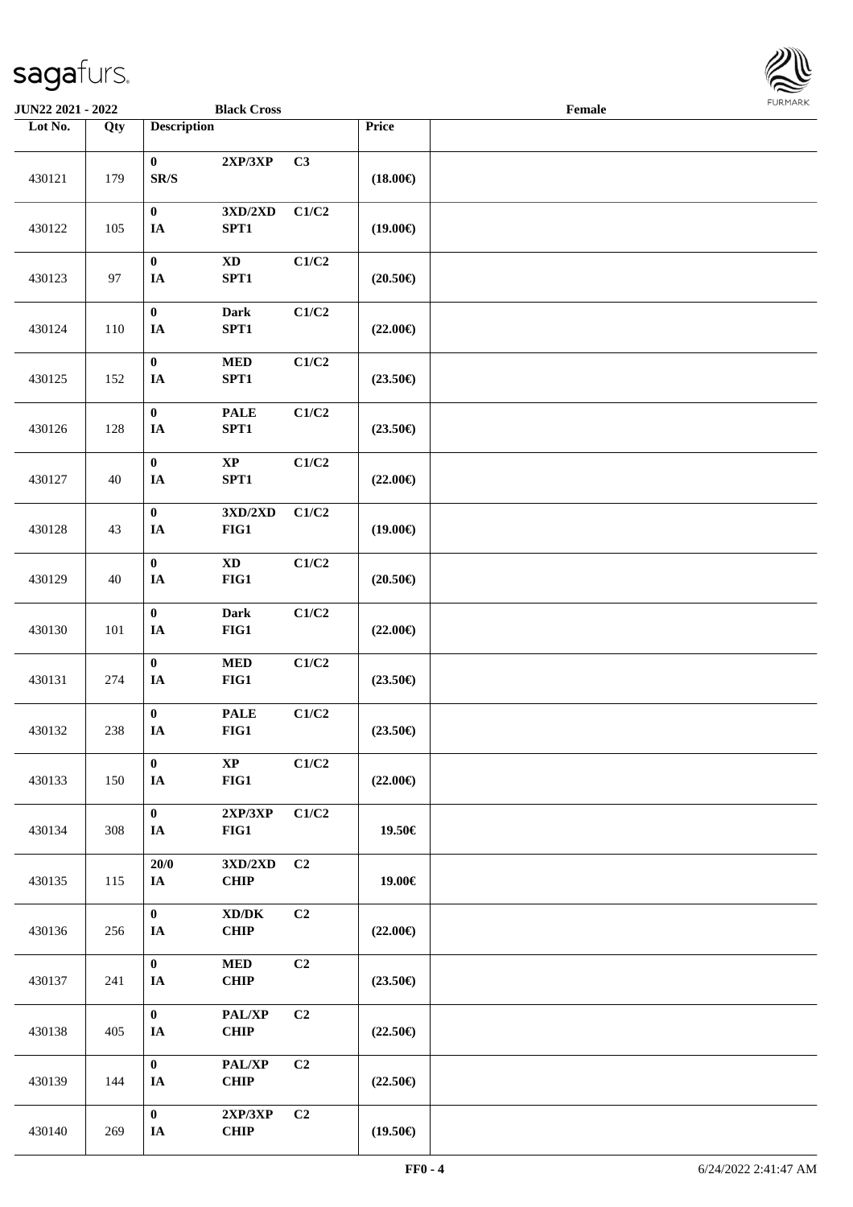| Lot No. | Qty | Description | | | Price | |
|---|---|---|---|---|---|---|
| 430121 | 179 | 0 SR/S | 2XP/3XP | C3 | (18.00€) | |
| 430122 | 105 | 0 IA | 3XD/2XD SPT1 | C1/C2 | (19.00€) | |
| 430123 | 97 | 0 IA | XD SPT1 | C1/C2 | (20.50€) | |
| 430124 | 110 | 0 IA | Dark SPT1 | C1/C2 | (22.00€) | |
| 430125 | 152 | 0 IA | MED SPT1 | C1/C2 | (23.50€) | |
| 430126 | 128 | 0 IA | PALE SPT1 | C1/C2 | (23.50€) | |
| 430127 | 40 | 0 IA | XP SPT1 | C1/C2 | (22.00€) | |
| 430128 | 43 | 0 IA | 3XD/2XD FIG1 | C1/C2 | (19.00€) | |
| 430129 | 40 | 0 IA | XD FIG1 | C1/C2 | (20.50€) | |
| 430130 | 101 | 0 IA | Dark FIG1 | C1/C2 | (22.00€) | |
| 430131 | 274 | 0 IA | MED FIG1 | C1/C2 | (23.50€) | |
| 430132 | 238 | 0 IA | PALE FIG1 | C1/C2 | (23.50€) | |
| 430133 | 150 | 0 IA | XP FIG1 | C1/C2 | (22.00€) | |
| 430134 | 308 | 0 IA | 2XP/3XP FIG1 | C1/C2 | 19.50€ | |
| 430135 | 115 | 20/0 IA | 3XD/2XD CHIP | C2 | 19.00€ | |
| 430136 | 256 | 0 IA | XD/DK CHIP | C2 | (22.00€) | |
| 430137 | 241 | 0 IA | MED CHIP | C2 | (23.50€) | |
| 430138 | 405 | 0 IA | PAL/XP CHIP | C2 | (22.50€) | |
| 430139 | 144 | 0 IA | PAL/XP CHIP | C2 | (22.50€) | |
| 430140 | 269 | 0 IA | 2XP/3XP CHIP | C2 | (19.50€) | |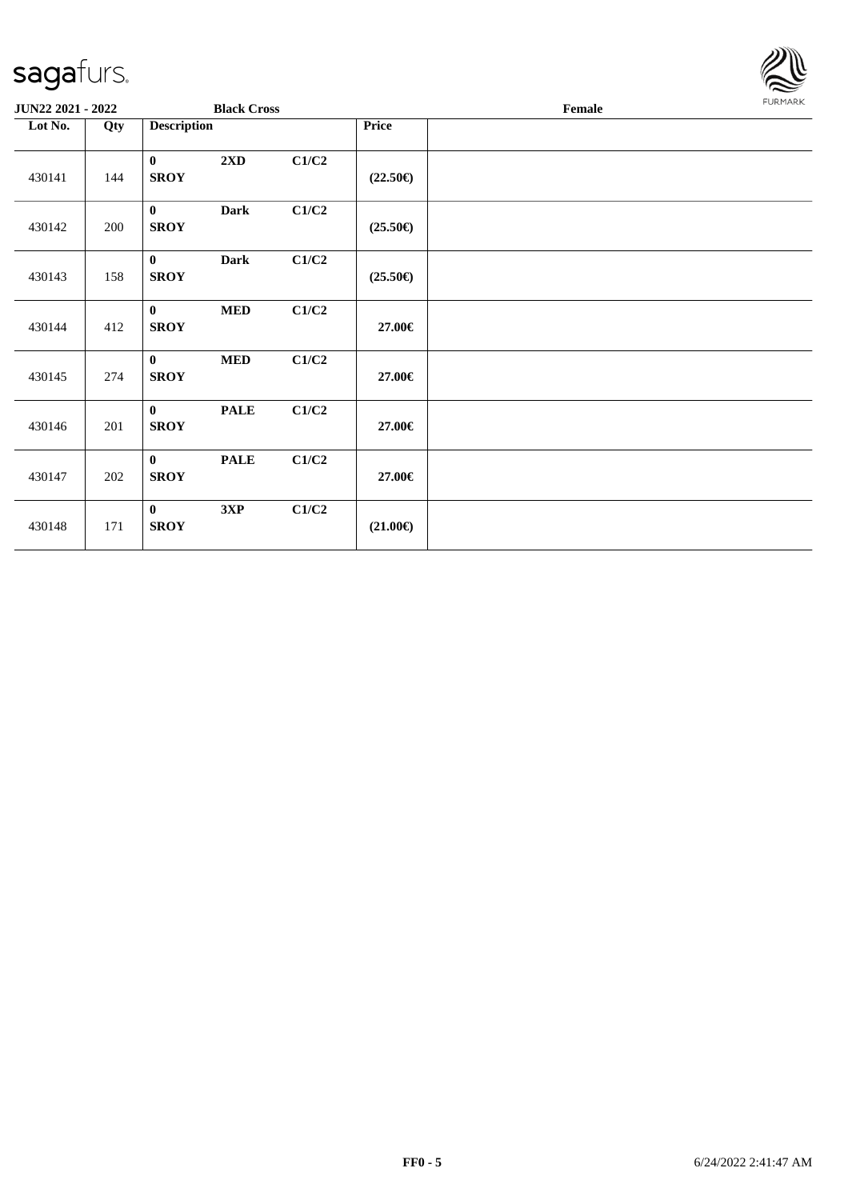**JUN22 2021 - 2022** **Black Cross** **Female**

| Lot No. | Qty | Description | | | Price | |
|---|---|---|---|---|---|---|
| 430141 | 144 | **0** **SROY** | **2XD** | **C1/C2** | **(22.50€)** | |
| 430142 | 200 | **0** **SROY** | **Dark** | **C1/C2** | **(25.50€)** | |
| 430143 | 158 | **0** **SROY** | **Dark** | **C1/C2** | **(25.50€)** | |
| 430144 | 412 | **0** **SROY** | **MED** | **C1/C2** | **27.00€** | |
| 430145 | 274 | **0** **SROY** | **MED** | **C1/C2** | **27.00€** | |
| 430146 | 201 | **0** **SROY** | **PALE** | **C1/C2** | **27.00€** | |
| 430147 | 202 | **0** **SROY** | **PALE** | **C1/C2** | **27.00€** | |
| 430148 | 171 | **0** **SROY** | **3XP** | **C1/C2** | **(21.00€)** | |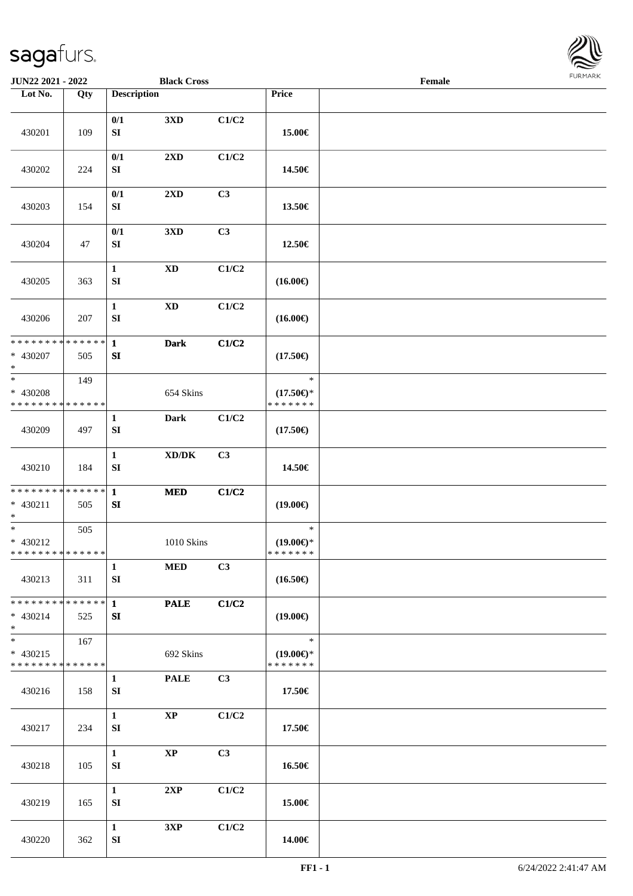JUN22 2021 - 2022 | Black Cross | Female

| Lot No. | Qty | Description | | | Price | |
|---|---|---|---|---|---|---|
| 430201 | 109 | 0/1<br>SI | 3XD | C1/C2 | 15.00€ | |
| 430202 | 224 | 0/1<br>SI | 2XD | C1/C2 | 14.50€ | |
| 430203 | 154 | 0/1<br>SI | 2XD | C3 | 13.50€ | |
| 430204 | 47 | 0/1<br>SI | 3XD | C3 | 12.50€ | |
| 430205 | 363 | 1<br>SI | XD | C1/C2 | (16.00€) | |
| 430206 | 207 | 1<br>SI | XD | C1/C2 | (16.00€) | |
| * * * * * * * * * * * * * *<br>* 430207<br>* | 505 | 1<br>SI | Dark | C1/C2 | (17.50€) | |
| *<br>* 430208<br>* * * * * * * * * * * * * * | 149 | | 654 Skins | | *<br>(17.50€)*<br>* * * * * * * | |
| 430209 | 497 | 1<br>SI | Dark | C1/C2 | (17.50€) | |
| 430210 | 184 | 1<br>SI | XD/DK | C3 | 14.50€ | |
| * * * * * * * * * * * * * *<br>* 430211<br>* | 505 | 1<br>SI | MED | C1/C2 | (19.00€) | |
| *<br>* 430212<br>* * * * * * * * * * * * * * | 505 | | 1010 Skins | | *<br>(19.00€)*<br>* * * * * * * | |
| 430213 | 311 | 1<br>SI | MED | C3 | (16.50€) | |
| * * * * * * * * * * * * * *<br>* 430214<br>* | 525 | 1<br>SI | PALE | C1/C2 | (19.00€) | |
| *<br>* 430215<br>* * * * * * * * * * * * * * | 167 | | 692 Skins | | *<br>(19.00€)*<br>* * * * * * * | |
| 430216 | 158 | 1<br>SI | PALE | C3 | 17.50€ | |
| 430217 | 234 | 1<br>SI | XP | C1/C2 | 17.50€ | |
| 430218 | 105 | 1<br>SI | XP | C3 | 16.50€ | |
| 430219 | 165 | 1<br>SI | 2XP | C1/C2 | 15.00€ | |
| 430220 | 362 | 1<br>SI | 3XP | C1/C2 | 14.00€ | |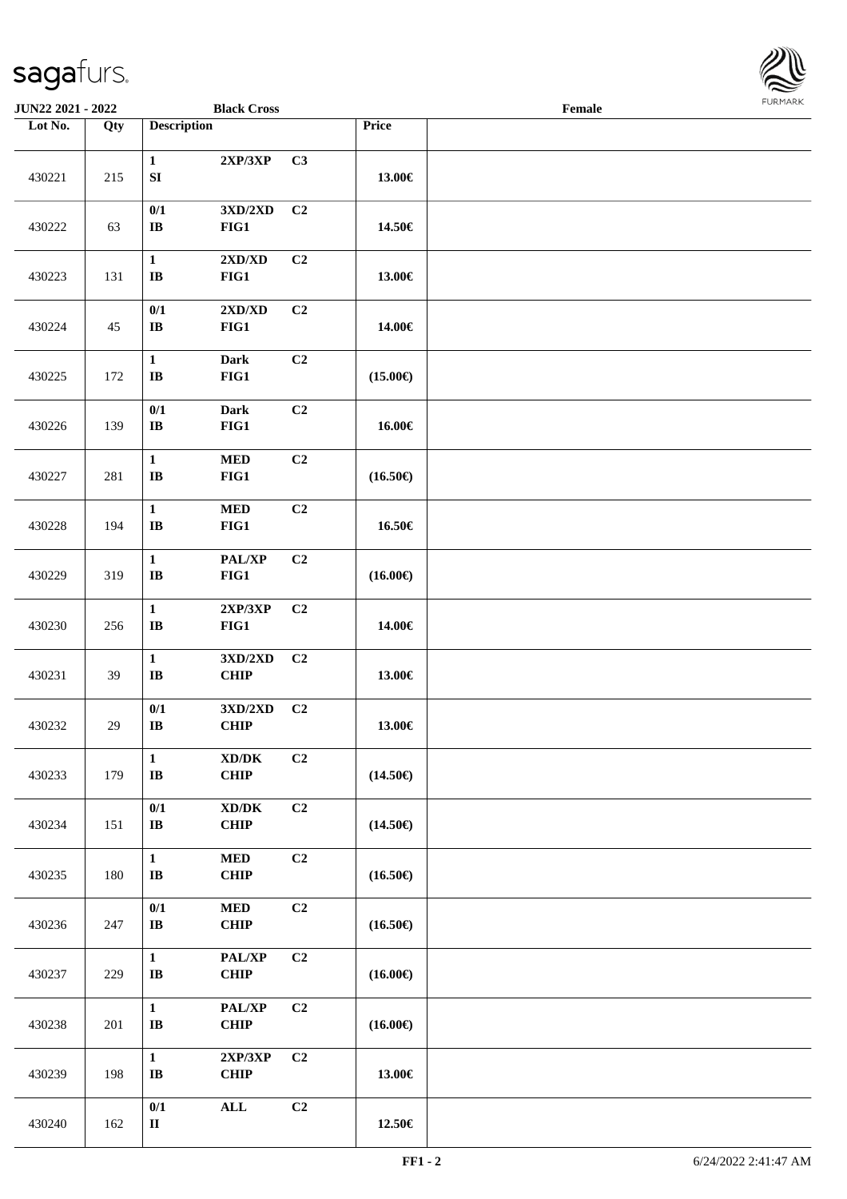JUN22 2021 - 2022 | Black Cross | Female

| Lot No. | Qty | Description | | | Price | |
|---|---|---|---|---|---|---|
| 430221 | 215 | 1<br>SI | 2XP/3XP | C3 | 13.00€ | |
| 430222 | 63 | 0/1<br>IB | 3XD/2XD<br>FIG1 | C2 | 14.50€ | |
| 430223 | 131 | 1<br>IB | 2XD/XD<br>FIG1 | C2 | 13.00€ | |
| 430224 | 45 | 0/1<br>IB | 2XD/XD<br>FIG1 | C2 | 14.00€ | |
| 430225 | 172 | 1<br>IB | Dark<br>FIG1 | C2 | (15.00€) | |
| 430226 | 139 | 0/1<br>IB | Dark<br>FIG1 | C2 | 16.00€ | |
| 430227 | 281 | 1<br>IB | MED<br>FIG1 | C2 | (16.50€) | |
| 430228 | 194 | 1<br>IB | MED<br>FIG1 | C2 | 16.50€ | |
| 430229 | 319 | 1<br>IB | PAL/XP<br>FIG1 | C2 | (16.00€) | |
| 430230 | 256 | 1<br>IB | 2XP/3XP<br>FIG1 | C2 | 14.00€ | |
| 430231 | 39 | 1<br>IB | 3XD/2XD<br>CHIP | C2 | 13.00€ | |
| 430232 | 29 | 0/1<br>IB | 3XD/2XD<br>CHIP | C2 | 13.00€ | |
| 430233 | 179 | 1<br>IB | XD/DK<br>CHIP | C2 | (14.50€) | |
| 430234 | 151 | 0/1<br>IB | XD/DK<br>CHIP | C2 | (14.50€) | |
| 430235 | 180 | 1<br>IB | MED<br>CHIP | C2 | (16.50€) | |
| 430236 | 247 | 0/1<br>IB | MED<br>CHIP | C2 | (16.50€) | |
| 430237 | 229 | 1<br>IB | PAL/XP<br>CHIP | C2 | (16.00€) | |
| 430238 | 201 | 1<br>IB | PAL/XP<br>CHIP | C2 | (16.00€) | |
| 430239 | 198 | 1<br>IB | 2XP/3XP<br>CHIP | C2 | 13.00€ | |
| 430240 | 162 | 0/1<br>II | ALL | C2 | 12.50€ | |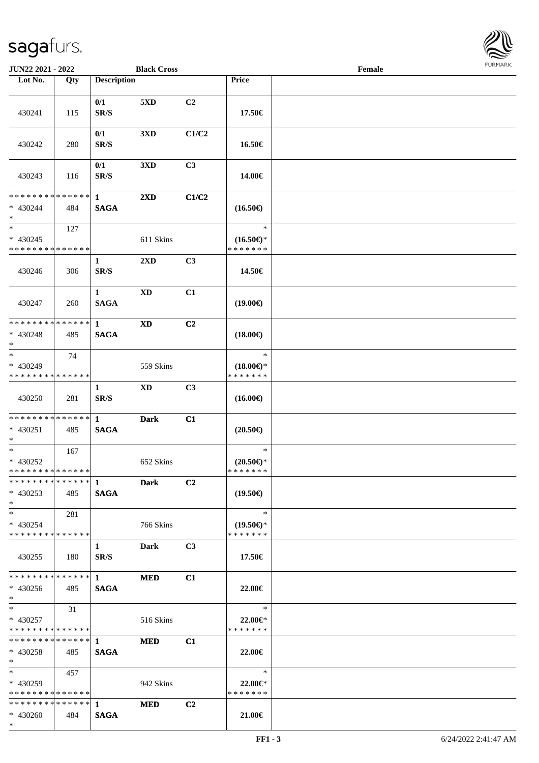JUN22 2021 - 2022 | Black Cross | Female

| Lot No. | Qty | Description | | | Price | |
|---|---|---|---|---|---|---|
| 430241 | 115 | 0/1 SR/S | 5XD | C2 | 17.50€ | |
| 430242 | 280 | 0/1 SR/S | 3XD | C1/C2 | 16.50€ | |
| 430243 | 116 | 0/1 SR/S | 3XD | C3 | 14.00€ | |
| * * * * * * * * * * * * * * * 430244 * | 484 | 1 SAGA | 2XD | C1/C2 | (16.50€) | |
| * * 430245 * * * * * * * * * * * * * * | 127 | | 611 Skins | | * (16.50€)* * * * * * * * | |
| 430246 | 306 | 1 SR/S | 2XD | C3 | 14.50€ | |
| 430247 | 260 | 1 SAGA | XD | C1 | (19.00€) | |
| * * * * * * * * * * * * * * * 430248 * | 485 | 1 SAGA | XD | C2 | (18.00€) | |
| * * 430249 * * * * * * * * * * * * * * | 74 | | 559 Skins | | * (18.00€)* * * * * * * * | |
| 430250 | 281 | 1 SR/S | XD | C3 | (16.00€) | |
| * * * * * * * * * * * * * * * 430251 * | 485 | 1 SAGA | Dark | C1 | (20.50€) | |
| * * 430252 * * * * * * * * * * * * * * | 167 | | 652 Skins | | * (20.50€)* * * * * * * * | |
| * * * * * * * * * * * * * * * 430253 * | 485 | 1 SAGA | Dark | C2 | (19.50€) | |
| * * 430254 * * * * * * * * * * * * * * | 281 | | 766 Skins | | * (19.50€)* * * * * * * * | |
| 430255 | 180 | 1 SR/S | Dark | C3 | 17.50€ | |
| * * * * * * * * * * * * * * * 430256 * | 485 | 1 SAGA | MED | C1 | 22.00€ | |
| * * 430257 * * * * * * * * * * * * * * | 31 | | 516 Skins | | * 22.00€* * * * * * * * | |
| * * * * * * * * * * * * * * * 430258 * | 485 | 1 SAGA | MED | C1 | 22.00€ | |
| * * 430259 * * * * * * * * * * * * * * | 457 | | 942 Skins | | * 22.00€* * * * * * * * | |
| * * * * * * * * * * * * * * * 430260 * | 484 | 1 SAGA | MED | C2 | 21.00€ | |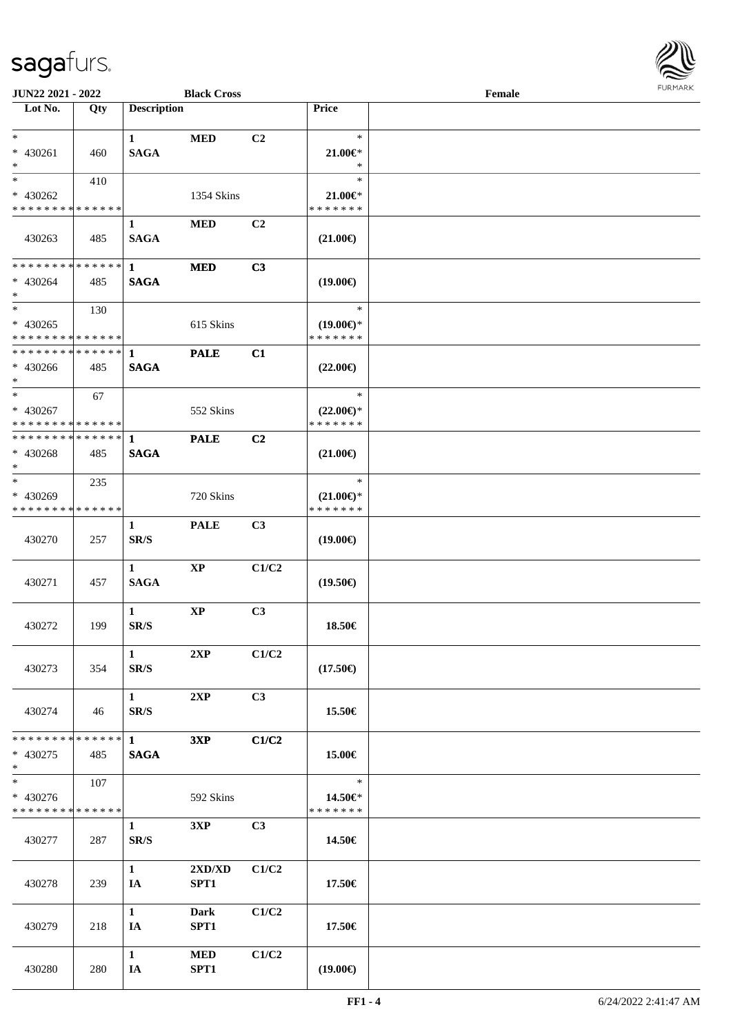**JUN22 2021 - 2022** **Black Cross** **Female**

| Lot No. | Qty | Description | | | Price | |
|---|---|---|---|---|---|---|
| *<br>* 430261<br>* | 460 | 1<br>SAGA | MED | C2 | *<br>21.00€*<br>* | |
| *<br>* 430262<br>* * * * * * * * * * * * * * | 410 | | 1354 Skins | | *<br>21.00€*<br>* * * * * * * | |
| 430263 | 485 | 1<br>SAGA | MED | C2 | (21.00€) | |
| * * * * * * * * * * * * * *<br>* 430264<br>* | 485 | 1<br>SAGA | MED | C3 | (19.00€) | |
| *<br>* 430265<br>* * * * * * * * * * * * * * | 130 | | 615 Skins | | *<br>(19.00€)*<br>* * * * * * * | |
| * * * * * * * * * * * * * *<br>* 430266<br>* | 485 | 1<br>SAGA | PALE | C1 | (22.00€) | |
| *<br>* 430267<br>* * * * * * * * * * * * * * | 67 | | 552 Skins | | *<br>(22.00€)*<br>* * * * * * * | |
| * * * * * * * * * * * * * *<br>* 430268<br>* | 485 | 1<br>SAGA | PALE | C2 | (21.00€) | |
| *<br>* 430269<br>* * * * * * * * * * * * * * | 235 | | 720 Skins | | *<br>(21.00€)*<br>* * * * * * * | |
| 430270 | 257 | 1<br>SR/S | PALE | C3 | (19.00€) | |
| 430271 | 457 | 1<br>SAGA | XP | C1/C2 | (19.50€) | |
| 430272 | 199 | 1<br>SR/S | XP | C3 | 18.50€ | |
| 430273 | 354 | 1<br>SR/S | 2XP | C1/C2 | (17.50€) | |
| 430274 | 46 | 1<br>SR/S | 2XP | C3 | 15.50€ | |
| * * * * * * * * * * * * * *<br>* 430275<br>* | 485 | 1<br>SAGA | 3XP | C1/C2 | 15.00€ | |
| *<br>* 430276<br>* * * * * * * * * * * * * * | 107 | | 592 Skins | | *<br>14.50€*<br>* * * * * * * | |
| 430277 | 287 | 1<br>SR/S | 3XP | C3 | 14.50€ | |
| 430278 | 239 | 1<br>IA | 2XD/XD<br>SPT1 | C1/C2 | 17.50€ | |
| 430279 | 218 | 1<br>IA | Dark<br>SPT1 | C1/C2 | 17.50€ | |
| 430280 | 280 | 1<br>IA | MED<br>SPT1 | C1/C2 | (19.00€) | |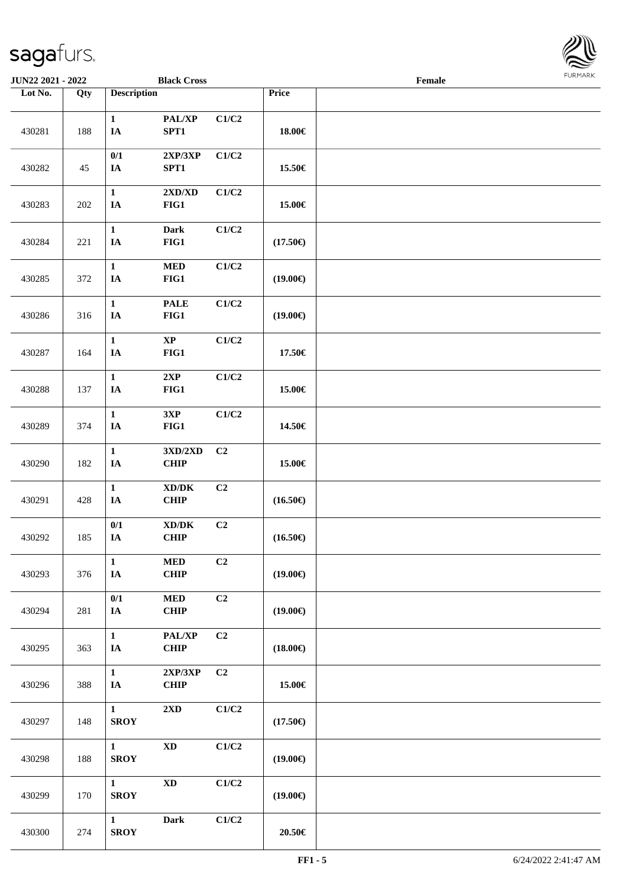JUN22 2021 - 2022 | Black Cross | Female

| Lot No. | Qty | Description | | | Price | |
|---|---|---|---|---|---|---|
| 430281 | 188 | 1 IA | PAL/XP SPT1 | C1/C2 | 18.00€ | |
| 430282 | 45 | 0/1 IA | 2XP/3XP SPT1 | C1/C2 | 15.50€ | |
| 430283 | 202 | 1 IA | 2XD/XD FIG1 | C1/C2 | 15.00€ | |
| 430284 | 221 | 1 IA | Dark FIG1 | C1/C2 | (17.50€) | |
| 430285 | 372 | 1 IA | MED FIG1 | C1/C2 | (19.00€) | |
| 430286 | 316 | 1 IA | PALE FIG1 | C1/C2 | (19.00€) | |
| 430287 | 164 | 1 IA | XP FIG1 | C1/C2 | 17.50€ | |
| 430288 | 137 | 1 IA | 2XP FIG1 | C1/C2 | 15.00€ | |
| 430289 | 374 | 1 IA | 3XP FIG1 | C1/C2 | 14.50€ | |
| 430290 | 182 | 1 IA | 3XD/2XD CHIP | C2 | 15.00€ | |
| 430291 | 428 | 1 IA | XD/DK CHIP | C2 | (16.50€) | |
| 430292 | 185 | 0/1 IA | XD/DK CHIP | C2 | (16.50€) | |
| 430293 | 376 | 1 IA | MED CHIP | C2 | (19.00€) | |
| 430294 | 281 | 0/1 IA | MED CHIP | C2 | (19.00€) | |
| 430295 | 363 | 1 IA | PAL/XP CHIP | C2 | (18.00€) | |
| 430296 | 388 | 1 IA | 2XP/3XP CHIP | C2 | 15.00€ | |
| 430297 | 148 | 1 SROY | 2XD | C1/C2 | (17.50€) | |
| 430298 | 188 | 1 SROY | XD | C1/C2 | (19.00€) | |
| 430299 | 170 | 1 SROY | XD | C1/C2 | (19.00€) | |
| 430300 | 274 | 1 SROY | Dark | C1/C2 | 20.50€ | |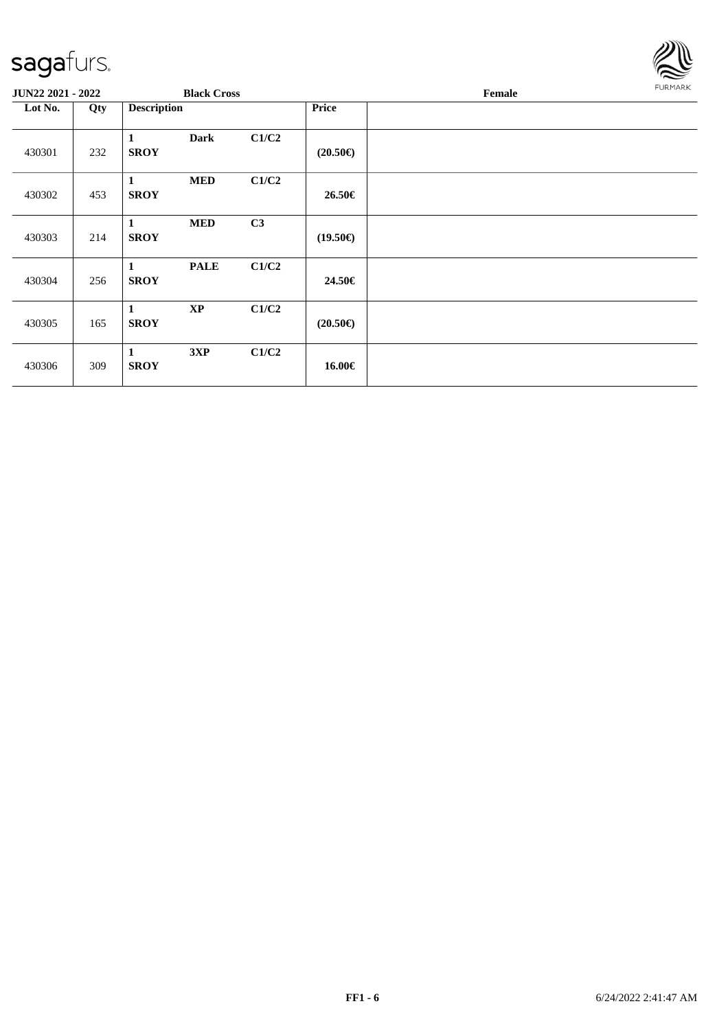**JUN22 2021 - 2022** **Black Cross** **Female**

| Lot No. | Qty | Description | | | Price | |
|---|---|---|---|---|---|---|
| 430301 | 232 | **1 SROY** | **Dark** | **C1/C2** | **(20.50€)** | |
| 430302 | 453 | **1 SROY** | **MED** | **C1/C2** | **26.50€** | |
| 430303 | 214 | **1 SROY** | **MED** | **C3** | **(19.50€)** | |
| 430304 | 256 | **1 SROY** | **PALE** | **C1/C2** | **24.50€** | |
| 430305 | 165 | **1 SROY** | **XP** | **C1/C2** | **(20.50€)** | |
| 430306 | 309 | **1 SROY** | **3XP** | **C1/C2** | **16.00€** | |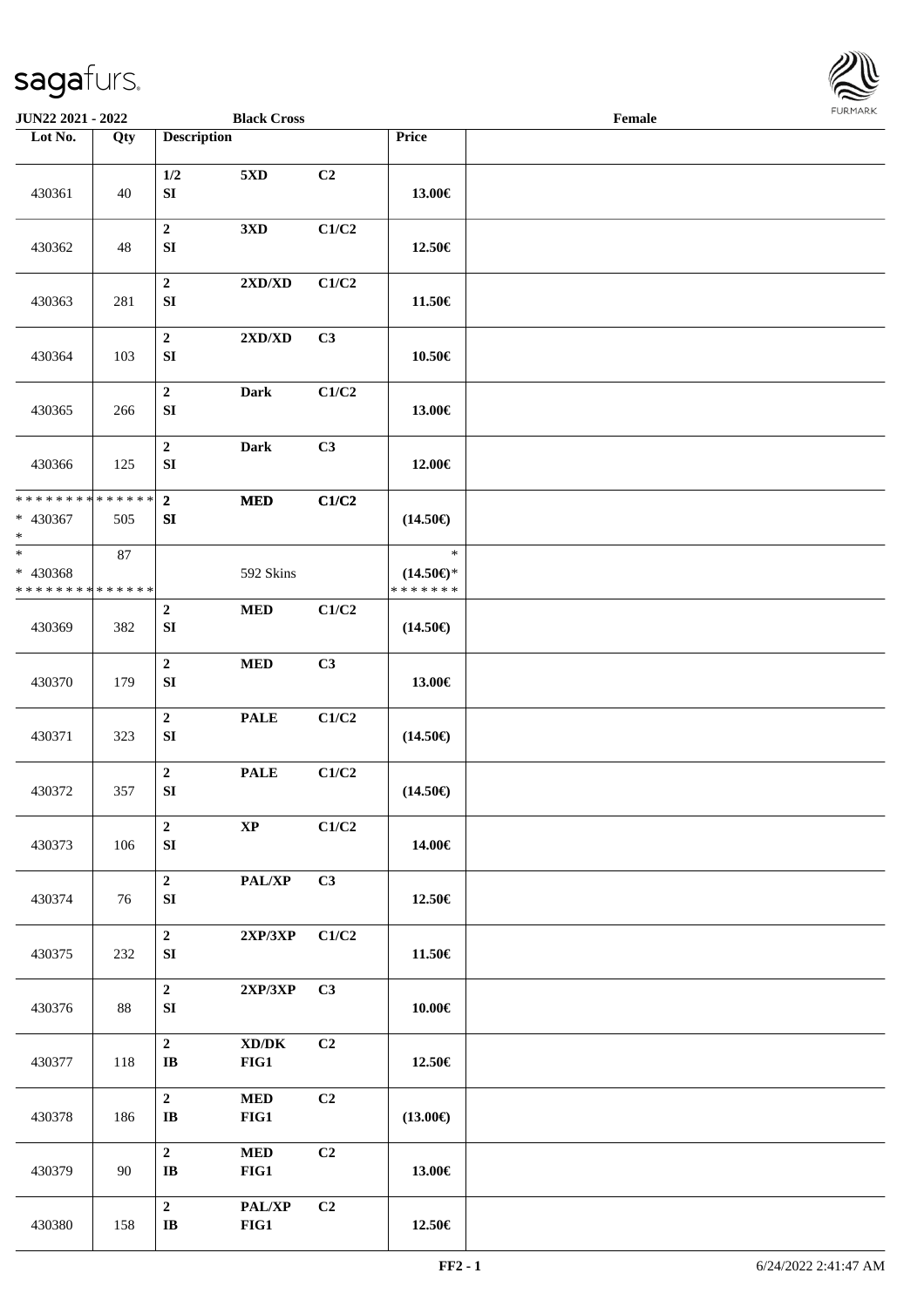| Lot No. | Qty | Description | | | Price | |
|---|---|---|---|---|---|---|
| 430361 | 40 | 1/2 SI | 5XD | C2 | 13.00€ | |
| 430362 | 48 | 2 SI | 3XD | C1/C2 | 12.50€ | |
| 430363 | 281 | 2 SI | 2XD/XD | C1/C2 | 11.50€ | |
| 430364 | 103 | 2 SI | 2XD/XD | C3 | 10.50€ | |
| 430365 | 266 | 2 SI | Dark | C1/C2 | 13.00€ | |
| 430366 | 125 | 2 SI | Dark | C3 | 12.00€ | |
| * * * * * * * * * * * * * * * 430367 * | 505 | 2 SI | MED | C1/C2 | (14.50€) | |
| * * 430368 * * * * * * * * * * * * * * | 87 | | 592 Skins | | * (14.50€)* * * * * * * * | |
| 430369 | 382 | 2 SI | MED | C1/C2 | (14.50€) | |
| 430370 | 179 | 2 SI | MED | C3 | 13.00€ | |
| 430371 | 323 | 2 SI | PALE | C1/C2 | (14.50€) | |
| 430372 | 357 | 2 SI | PALE | C1/C2 | (14.50€) | |
| 430373 | 106 | 2 SI | XP | C1/C2 | 14.00€ | |
| 430374 | 76 | 2 SI | PAL/XP | C3 | 12.50€ | |
| 430375 | 232 | 2 SI | 2XP/3XP | C1/C2 | 11.50€ | |
| 430376 | 88 | 2 SI | 2XP/3XP | C3 | 10.00€ | |
| 430377 | 118 | 2 IB | XD/DK FIG1 | C2 | 12.50€ | |
| 430378 | 186 | 2 IB | MED FIG1 | C2 | (13.00€) | |
| 430379 | 90 | 2 IB | MED FIG1 | C2 | 13.00€ | |
| 430380 | 158 | 2 IB | PAL/XP FIG1 | C2 | 12.50€ | |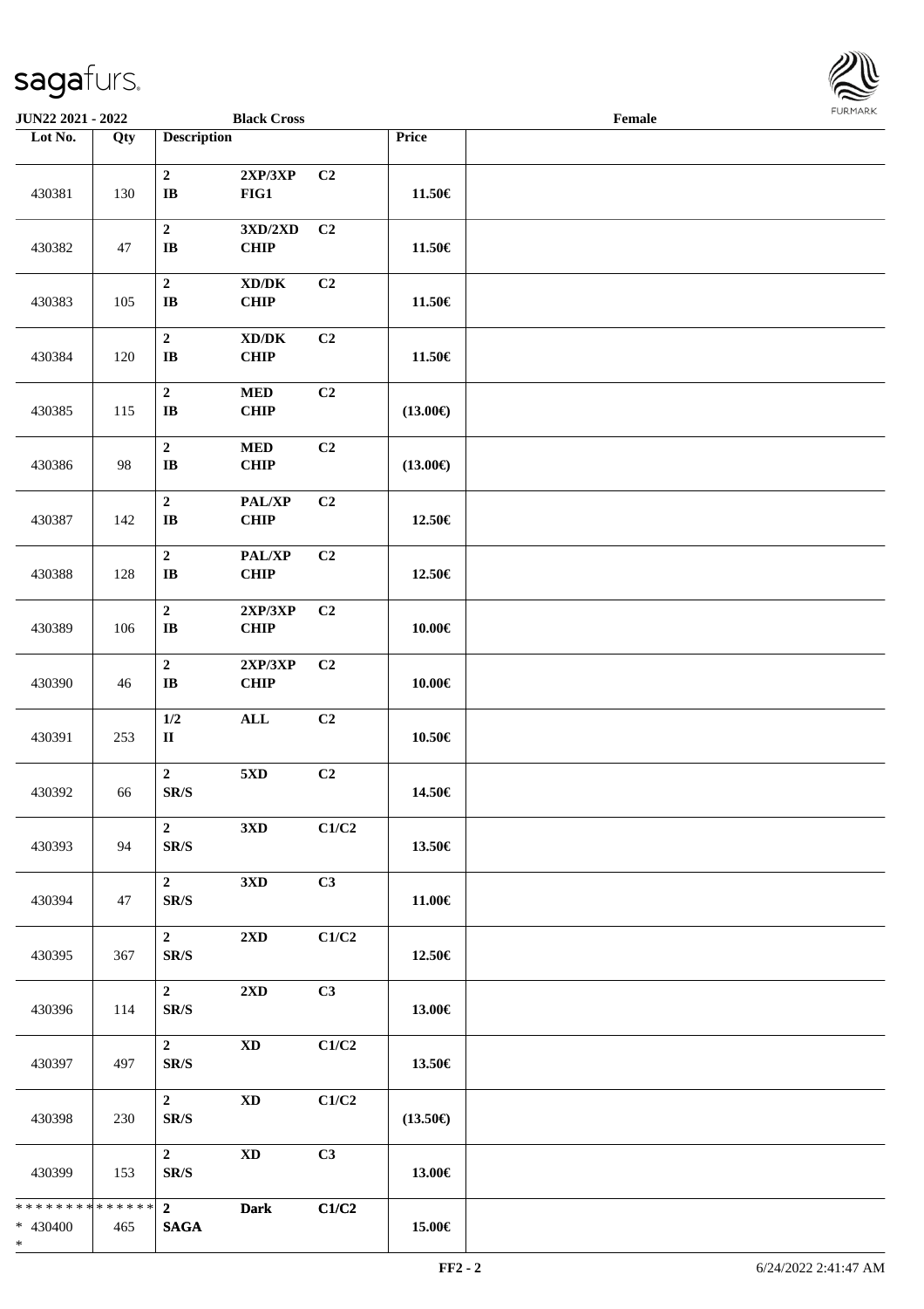| Lot No. | Qty | Description | | | Price | |
|---|---|---|---|---|---|---|
| 430381 | 130 | 2<br>IB | 2XP/3XP<br>FIG1 | C2 | 11.50€ | |
| 430382 | 47 | 2<br>IB | 3XD/2XD<br>CHIP | C2 | 11.50€ | |
| 430383 | 105 | 2<br>IB | XD/DK<br>CHIP | C2 | 11.50€ | |
| 430384 | 120 | 2<br>IB | XD/DK<br>CHIP | C2 | 11.50€ | |
| 430385 | 115 | 2<br>IB | MED<br>CHIP | C2 | (13.00€) | |
| 430386 | 98 | 2<br>IB | MED<br>CHIP | C2 | (13.00€) | |
| 430387 | 142 | 2<br>IB | PAL/XP<br>CHIP | C2 | 12.50€ | |
| 430388 | 128 | 2<br>IB | PAL/XP<br>CHIP | C2 | 12.50€ | |
| 430389 | 106 | 2<br>IB | 2XP/3XP<br>CHIP | C2 | 10.00€ | |
| 430390 | 46 | 2<br>IB | 2XP/3XP<br>CHIP | C2 | 10.00€ | |
| 430391 | 253 | 1/2<br>II | ALL | C2 | 10.50€ | |
| 430392 | 66 | 2<br>SR/S | 5XD | C2 | 14.50€ | |
| 430393 | 94 | 2<br>SR/S | 3XD | C1/C2 | 13.50€ | |
| 430394 | 47 | 2<br>SR/S | 3XD | C3 | 11.00€ | |
| 430395 | 367 | 2<br>SR/S | 2XD | C1/C2 | 12.50€ | |
| 430396 | 114 | 2<br>SR/S | 2XD | C3 | 13.00€ | |
| 430397 | 497 | 2<br>SR/S | XD | C1/C2 | 13.50€ | |
| 430398 | 230 | 2<br>SR/S | XD | C1/C2 | (13.50€) | |
| 430399 | 153 | 2<br>SR/S | XD | C3 | 13.00€ | |
| * * * * * * * * * * * * * *<br>* 430400<br>* | 465 | 2<br>SAGA | Dark | C1/C2 | 15.00€ | |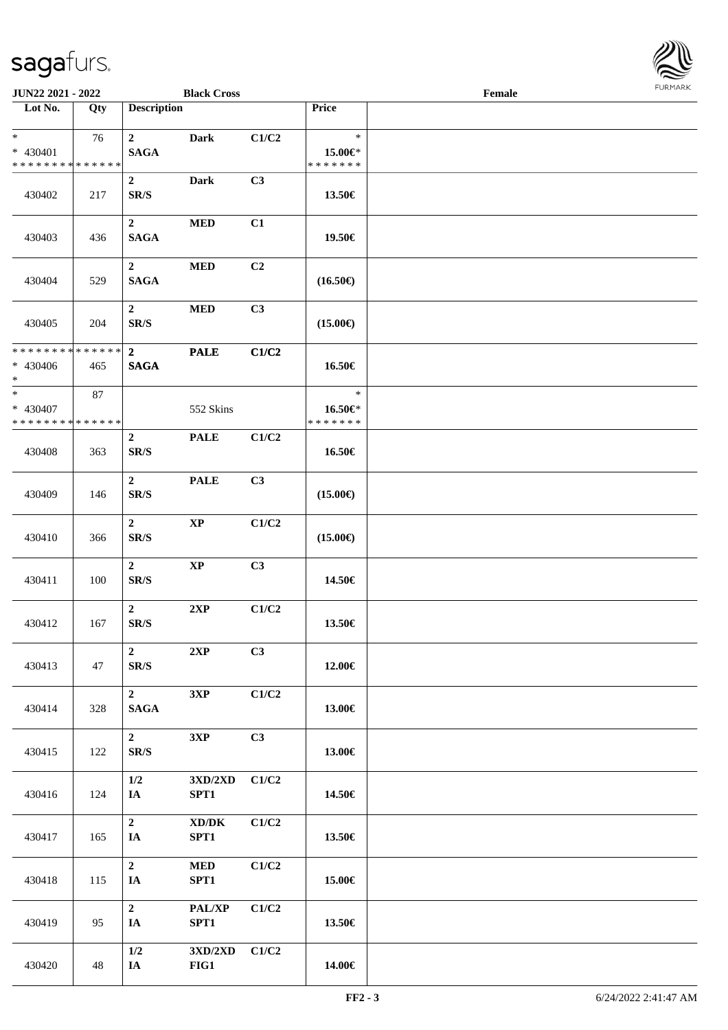JUN22 2021 - 2022 — Black Cross — Female

| Lot No. | Qty | Description | | | Price | |
|---|---|---|---|---|---|---|
| * <br> * 430401 <br> * * * * * * * * * * * * * * | 76 | 2 <br> SAGA | Dark | C1/C2 | * <br> 15.00€* <br> * * * * * * * | |
| 430402 | 217 | 2 <br> SR/S | Dark | C3 | 13.50€ | |
| 430403 | 436 | 2 <br> SAGA | MED | C1 | 19.50€ | |
| 430404 | 529 | 2 <br> SAGA | MED | C2 | (16.50€) | |
| 430405 | 204 | 2 <br> SR/S | MED | C3 | (15.00€) | |
| * * * * * * * * * * * * * * <br> * 430406 <br> * | 465 | 2 <br> SAGA | PALE | C1/C2 | 16.50€ | |
| * <br> * 430407 <br> * * * * * * * * * * * * * * | 87 | | 552 Skins | | * <br> 16.50€* <br> * * * * * * * | |
| 430408 | 363 | 2 <br> SR/S | PALE | C1/C2 | 16.50€ | |
| 430409 | 146 | 2 <br> SR/S | PALE | C3 | (15.00€) | |
| 430410 | 366 | 2 <br> SR/S | XP | C1/C2 | (15.00€) | |
| 430411 | 100 | 2 <br> SR/S | XP | C3 | 14.50€ | |
| 430412 | 167 | 2 <br> SR/S | 2XP | C1/C2 | 13.50€ | |
| 430413 | 47 | 2 <br> SR/S | 2XP | C3 | 12.00€ | |
| 430414 | 328 | 2 <br> SAGA | 3XP | C1/C2 | 13.00€ | |
| 430415 | 122 | 2 <br> SR/S | 3XP | C3 | 13.00€ | |
| 430416 | 124 | 1/2 <br> IA | 3XD/2XD <br> SPT1 | C1/C2 | 14.50€ | |
| 430417 | 165 | 2 <br> IA | XD/DK <br> SPT1 | C1/C2 | 13.50€ | |
| 430418 | 115 | 2 <br> IA | MED <br> SPT1 | C1/C2 | 15.00€ | |
| 430419 | 95 | 2 <br> IA | PAL/XP <br> SPT1 | C1/C2 | 13.50€ | |
| 430420 | 48 | 1/2 <br> IA | 3XD/2XD <br> FIG1 | C1/C2 | 14.00€ | |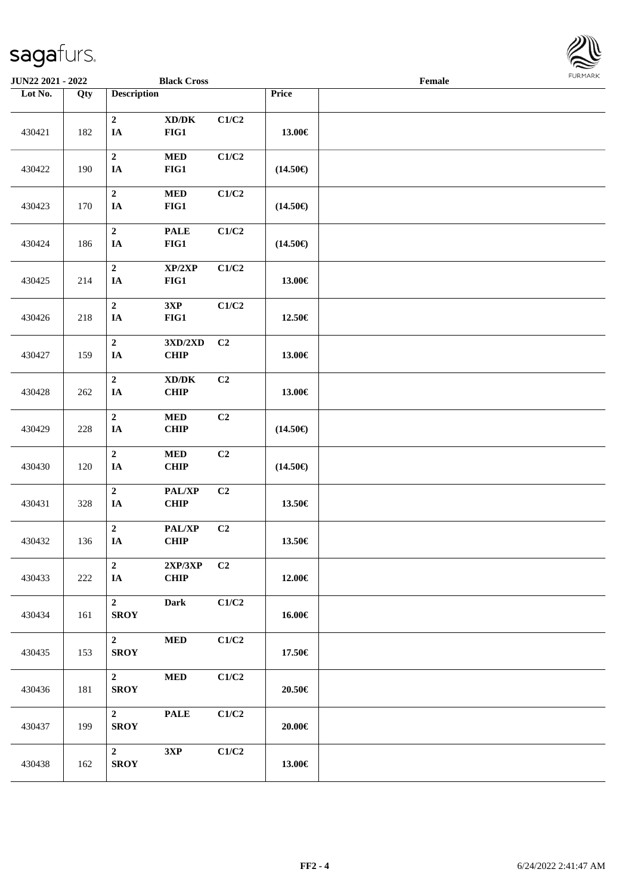JUN22 2021 - 2022 | Black Cross | Female

| Lot No. | Qty | Description | | | Price | |
|---|---|---|---|---|---|---|
| 430421 | 182 | 2 IA | XD/DK FIG1 | C1/C2 | 13.00€ | |
| 430422 | 190 | 2 IA | MED FIG1 | C1/C2 | (14.50€) | |
| 430423 | 170 | 2 IA | MED FIG1 | C1/C2 | (14.50€) | |
| 430424 | 186 | 2 IA | PALE FIG1 | C1/C2 | (14.50€) | |
| 430425 | 214 | 2 IA | XP/2XP FIG1 | C1/C2 | 13.00€ | |
| 430426 | 218 | 2 IA | 3XP FIG1 | C1/C2 | 12.50€ | |
| 430427 | 159 | 2 IA | 3XD/2XD CHIP | C2 | 13.00€ | |
| 430428 | 262 | 2 IA | XD/DK CHIP | C2 | 13.00€ | |
| 430429 | 228 | 2 IA | MED CHIP | C2 | (14.50€) | |
| 430430 | 120 | 2 IA | MED CHIP | C2 | (14.50€) | |
| 430431 | 328 | 2 IA | PAL/XP CHIP | C2 | 13.50€ | |
| 430432 | 136 | 2 IA | PAL/XP CHIP | C2 | 13.50€ | |
| 430433 | 222 | 2 IA | 2XP/3XP CHIP | C2 | 12.00€ | |
| 430434 | 161 | 2 SROY | Dark | C1/C2 | 16.00€ | |
| 430435 | 153 | 2 SROY | MED | C1/C2 | 17.50€ | |
| 430436 | 181 | 2 SROY | MED | C1/C2 | 20.50€ | |
| 430437 | 199 | 2 SROY | PALE | C1/C2 | 20.00€ | |
| 430438 | 162 | 2 SROY | 3XP | C1/C2 | 13.00€ | |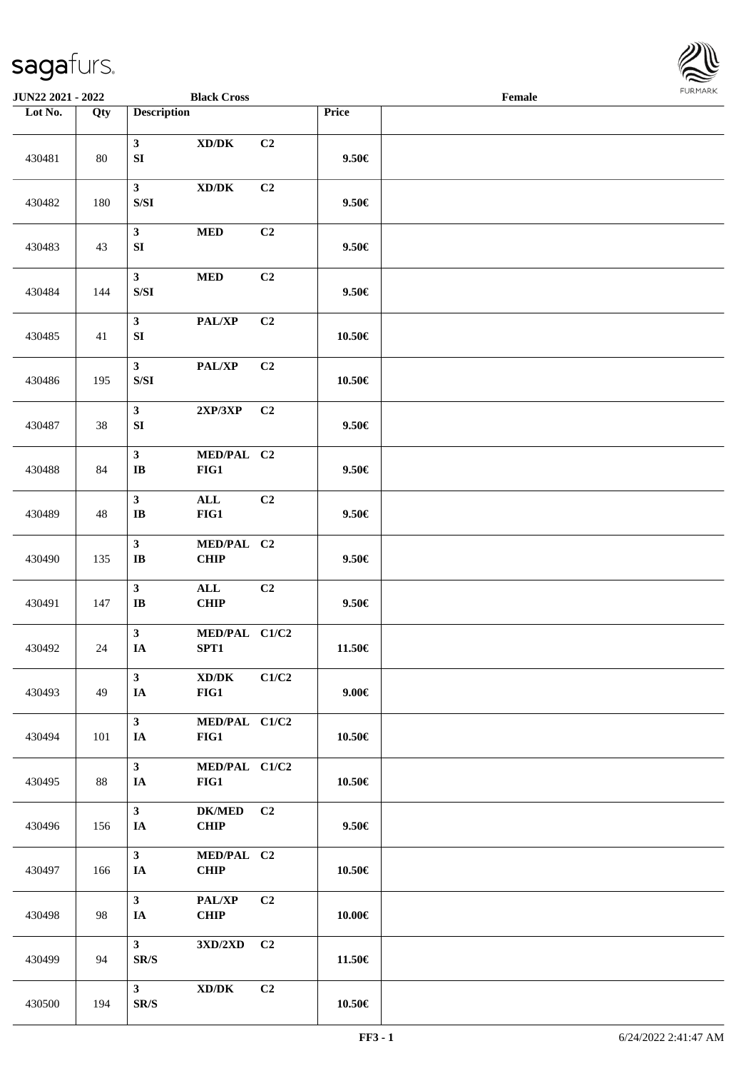| Lot No. | Qty | Description | | | Price | |
|---|---|---|---|---|---|---|
| 430481 | 80 | 3<br>SI | XD/DK | C2 | 9.50€ | |
| 430482 | 180 | 3<br>S/SI | XD/DK | C2 | 9.50€ | |
| 430483 | 43 | 3<br>SI | MED | C2 | 9.50€ | |
| 430484 | 144 | 3<br>S/SI | MED | C2 | 9.50€ | |
| 430485 | 41 | 3<br>SI | PAL/XP | C2 | 10.50€ | |
| 430486 | 195 | 3<br>S/SI | PAL/XP | C2 | 10.50€ | |
| 430487 | 38 | 3<br>SI | 2XP/3XP | C2 | 9.50€ | |
| 430488 | 84 | 3<br>IB | MED/PAL<br>FIG1 | C2 | 9.50€ | |
| 430489 | 48 | 3<br>IB | ALL<br>FIG1 | C2 | 9.50€ | |
| 430490 | 135 | 3<br>IB | MED/PAL<br>CHIP | C2 | 9.50€ | |
| 430491 | 147 | 3<br>IB | ALL<br>CHIP | C2 | 9.50€ | |
| 430492 | 24 | 3<br>IA | MED/PAL<br>SPT1 | C1/C2 | 11.50€ | |
| 430493 | 49 | 3<br>IA | XD/DK<br>FIG1 | C1/C2 | 9.00€ | |
| 430494 | 101 | 3<br>IA | MED/PAL<br>FIG1 | C1/C2 | 10.50€ | |
| 430495 | 88 | 3<br>IA | MED/PAL<br>FIG1 | C1/C2 | 10.50€ | |
| 430496 | 156 | 3<br>IA | DK/MED<br>CHIP | C2 | 9.50€ | |
| 430497 | 166 | 3<br>IA | MED/PAL<br>CHIP | C2 | 10.50€ | |
| 430498 | 98 | 3<br>IA | PAL/XP<br>CHIP | C2 | 10.00€ | |
| 430499 | 94 | 3<br>SR/S | 3XD/2XD | C2 | 11.50€ | |
| 430500 | 194 | 3<br>SR/S | XD/DK | C2 | 10.50€ | |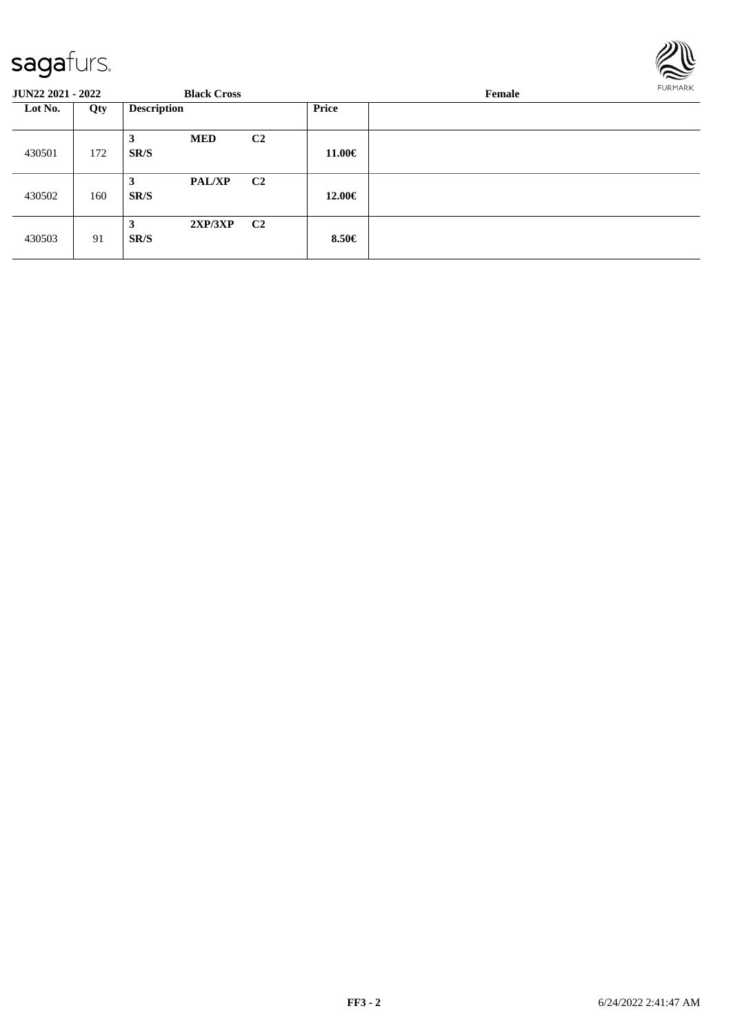**JUN22 2021 - 2022** **Black Cross** **Female**

| Lot No. | Qty | Description | | | Price | |
|---|---|---|---|---|---|---|
| 430501 | 172 | **3** **SR/S** | **MED** | **C2** | **11.00€** | |
| 430502 | 160 | **3** **SR/S** | **PAL/XP** | **C2** | **12.00€** | |
| 430503 | 91 | **3** **SR/S** | **2XP/3XP** | **C2** | **8.50€** | |